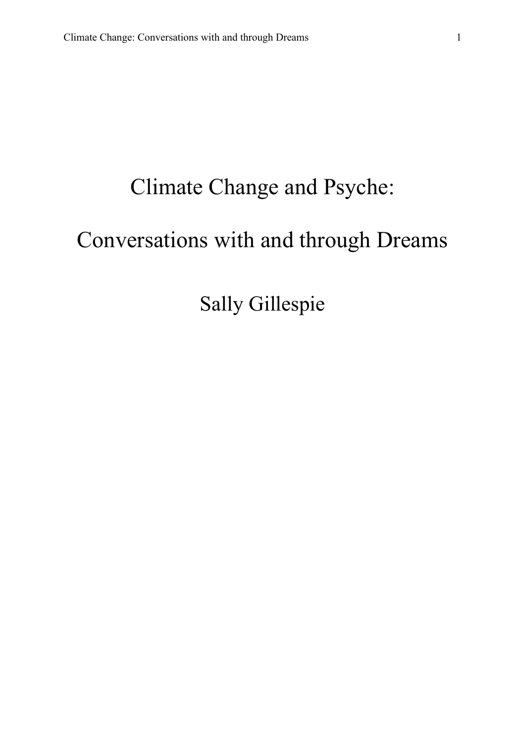# Climate Change and Psyche:

# Conversations with and through Dreams

Sally Gillespie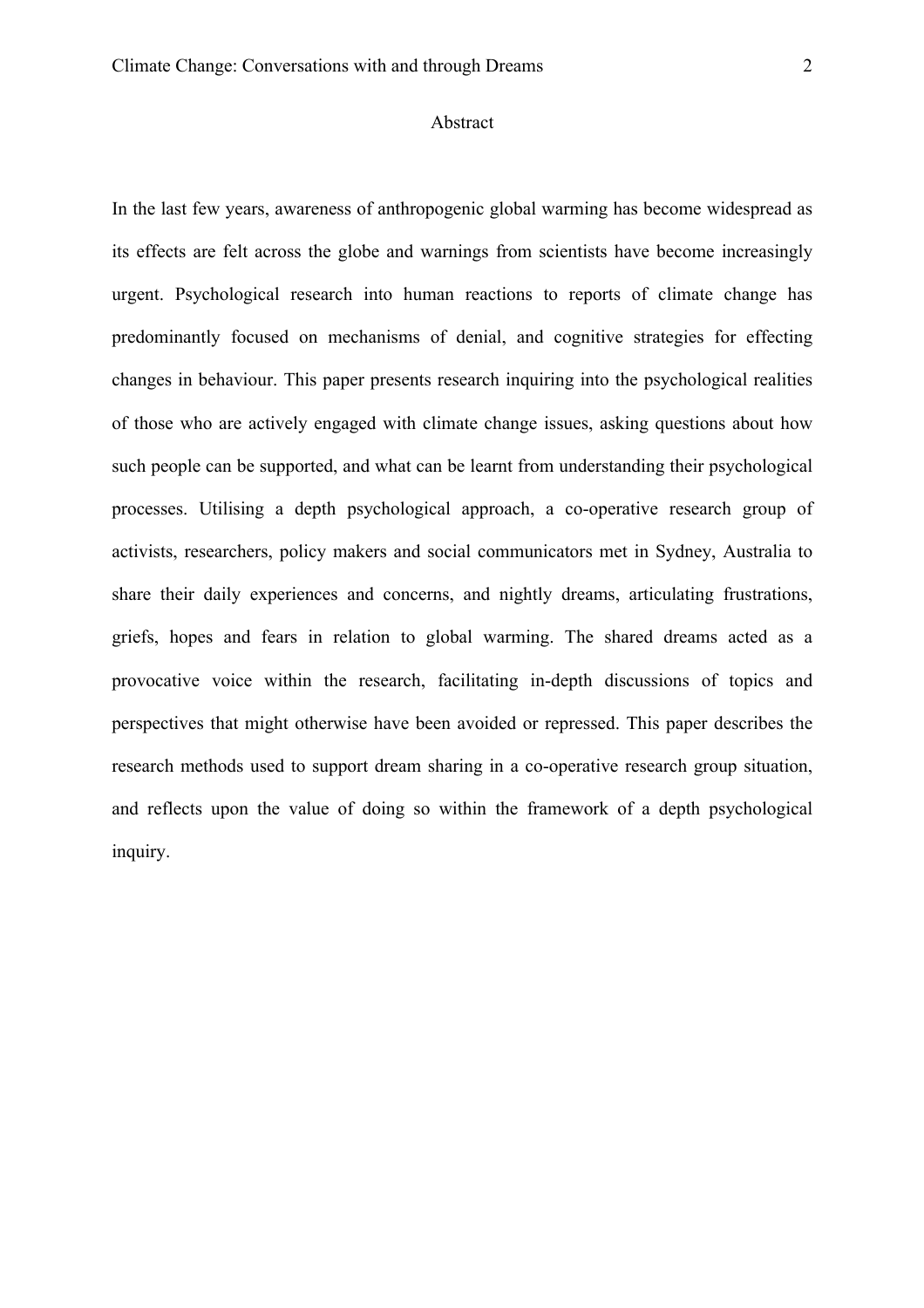## Abstract

In the last few years, awareness of anthropogenic global warming has become widespread as its effects are felt across the globe and warnings from scientists have become increasingly urgent. Psychological research into human reactions to reports of climate change has predominantly focused on mechanisms of denial, and cognitive strategies for effecting changes in behaviour. This paper presents research inquiring into the psychological realities of those who are actively engaged with climate change issues, asking questions about how such people can be supported, and what can be learnt from understanding their psychological processes. Utilising a depth psychological approach, a co-operative research group of activists, researchers, policy makers and social communicators met in Sydney, Australia to share their daily experiences and concerns, and nightly dreams, articulating frustrations, griefs, hopes and fears in relation to global warming. The shared dreams acted as a provocative voice within the research, facilitating in-depth discussions of topics and perspectives that might otherwise have been avoided or repressed. This paper describes the research methods used to support dream sharing in a co-operative research group situation, and reflects upon the value of doing so within the framework of a depth psychological inquiry.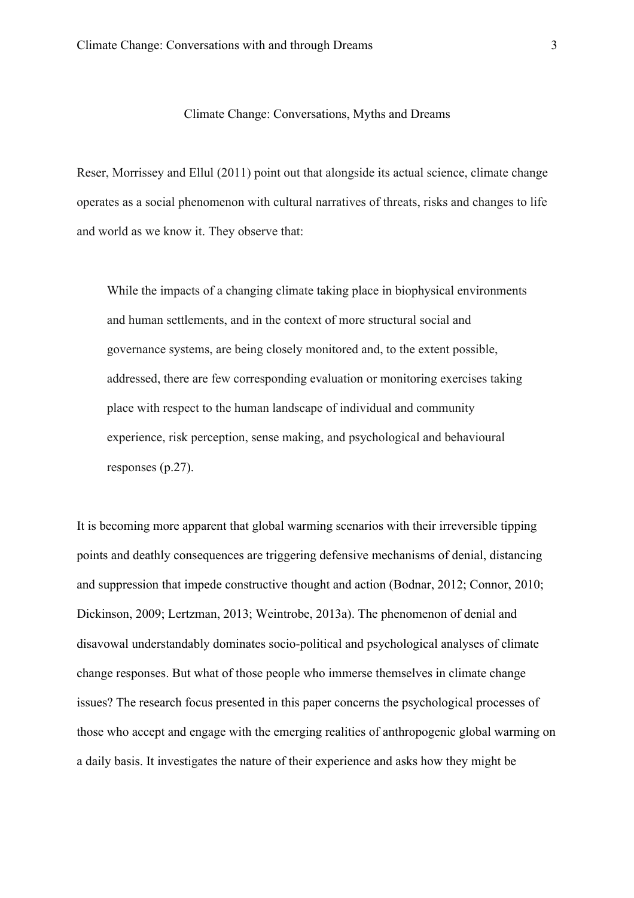# Climate Change: Conversations, Myths and Dreams

Reser, Morrissey and Ellul (2011) point out that alongside its actual science, climate change operates as a social phenomenon with cultural narratives of threats, risks and changes to life and world as we know it. They observe that:

> While the impacts of a changing climate taking place in biophysical environments and human settlements, and in the context of more structural social and governance systems, are being closely monitored and, to the extent possible, addressed, there are few corresponding evaluation or monitoring exercises taking place with respect to the human landscape of individual and community experience, risk perception, sense making, and psychological and behavioural responses (p.27).

It is becoming more apparent that global warming scenarios with their irreversible tipping points and deathly consequences are triggering defensive mechanisms of denial, distancing and suppression that impede constructive thought and action (Bodnar, 2012; Connor, 2010; Dickinson, 2009; Lertzman, 2013; Weintrobe, 2013a). The phenomenon of denial and disavowal understandably dominates socio-political and psychological analyses of climate change responses. But what of those people who immerse themselves in climate change issues? The research focus presented in this paper concerns the psychological processes of those who accept and engage with the emerging realities of anthropogenic global warming on a daily basis. It investigates the nature of their experience and asks how they might be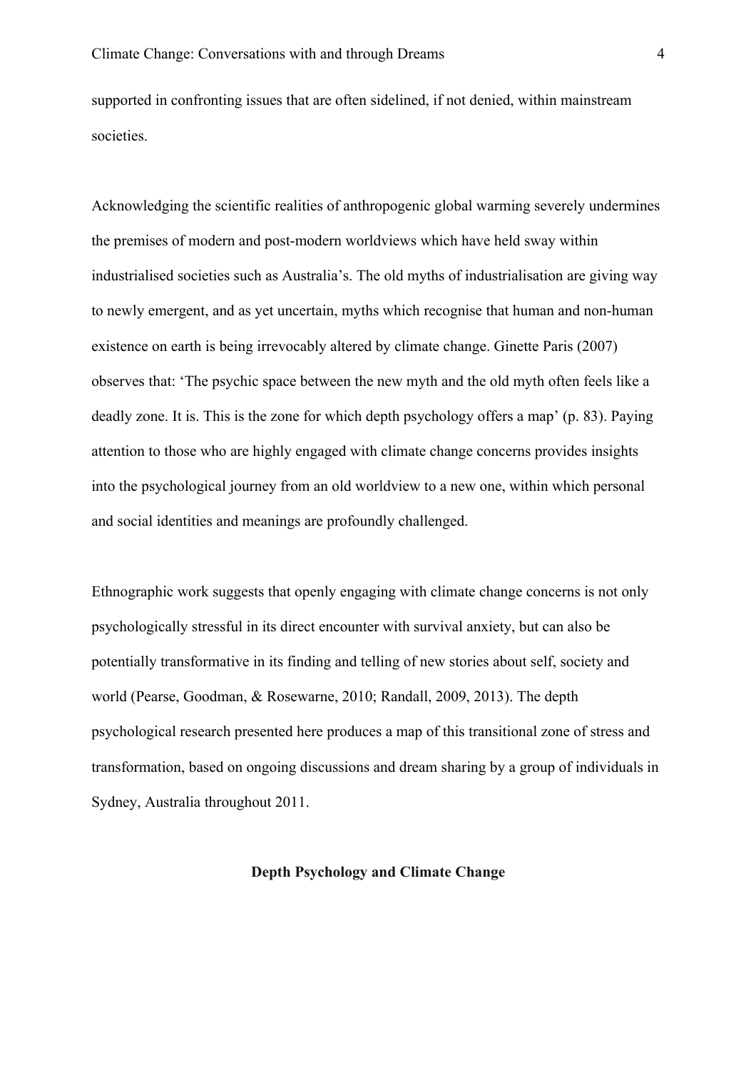supported in confronting issues that are often sidelined, if not denied, within mainstream societies.

Acknowledging the scientific realities of anthropogenic global warming severely undermines the premises of modern and post-modern worldviews which have held sway within industrialised societies such as Australia's. The old myths of industrialisation are giving way to newly emergent, and as yet uncertain, myths which recognise that human and non-human existence on earth is being irrevocably altered by climate change. Ginette Paris (2007) observes that: 'The psychic space between the new myth and the old myth often feels like a deadly zone. It is. This is the zone for which depth psychology offers a map' (p. 83). Paying attention to those who are highly engaged with climate change concerns provides insights into the psychological journey from an old worldview to a new one, within which personal and social identities and meanings are profoundly challenged.

Ethnographic work suggests that openly engaging with climate change concerns is not only psychologically stressful in its direct encounter with survival anxiety, but can also be potentially transformative in its finding and telling of new stories about self, society and world (Pearse, Goodman, & Rosewarne, 2010; Randall, 2009, 2013). The depth psychological research presented here produces a map of this transitional zone of stress and transformation, based on ongoing discussions and dream sharing by a group of individuals in Sydney, Australia throughout 2011.

## Depth Psychology and Climate Change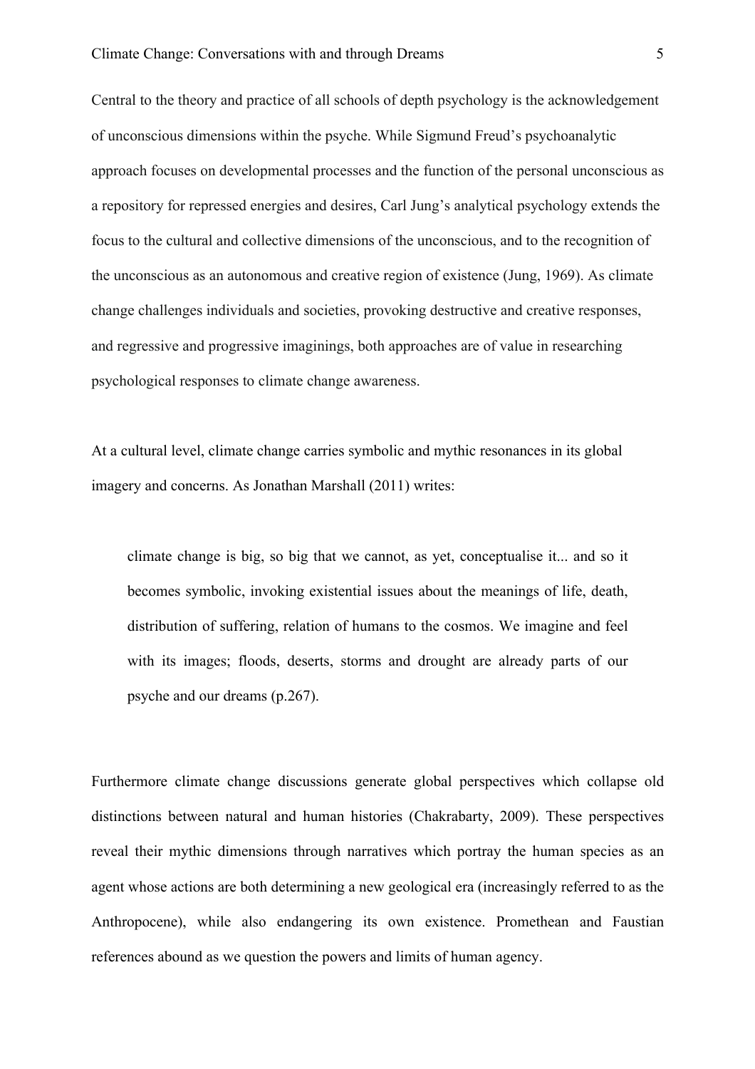Central to the theory and practice of all schools of depth psychology is the acknowledgement of unconscious dimensions within the psyche. While Sigmund Freud's psychoanalytic approach focuses on developmental processes and the function of the personal unconscious as a repository for repressed energies and desires, Carl Jung's analytical psychology extends the focus to the cultural and collective dimensions of the unconscious, and to the recognition of the unconscious as an autonomous and creative region of existence (Jung, 1969). As climate change challenges individuals and societies, provoking destructive and creative responses, and regressive and progressive imaginings, both approaches are of value in researching psychological responses to climate change awareness.

At a cultural level, climate change carries symbolic and mythic resonances in its global imagery and concerns. As Jonathan Marshall (2011) writes:

> climate change is big, so big that we cannot, as yet, conceptualise it... and so it becomes symbolic, invoking existential issues about the meanings of life, death, distribution of suffering, relation of humans to the cosmos. We imagine and feel with its images; floods, deserts, storms and drought are already parts of our psyche and our dreams (p.267).

Furthermore climate change discussions generate global perspectives which collapse old distinctions between natural and human histories (Chakrabarty, 2009). These perspectives reveal their mythic dimensions through narratives which portray the human species as an agent whose actions are both determining a new geological era (increasingly referred to as the Anthropocene), while also endangering its own existence. Promethean and Faustian references abound as we question the powers and limits of human agency.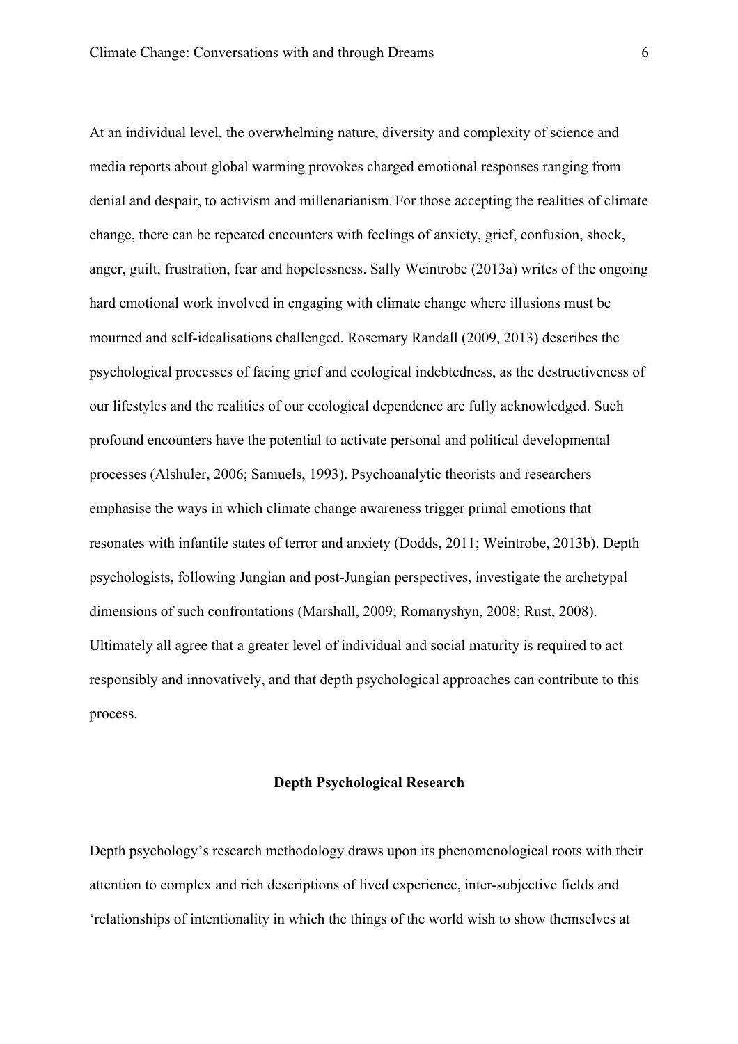At an individual level, the overwhelming nature, diversity and complexity of science and media reports about global warming provokes charged emotional responses ranging from denial and despair, to activism and millenarianism. For those accepting the realities of climate change, there can be repeated encounters with feelings of anxiety, grief, confusion, shock, anger, guilt, frustration, fear and hopelessness. Sally Weintrobe (2013a) writes of the ongoing hard emotional work involved in engaging with climate change where illusions must be mourned and self-idealisations challenged. Rosemary Randall (2009, 2013) describes the psychological processes of facing grief and ecological indebtedness, as the destructiveness of our lifestyles and the realities of our ecological dependence are fully acknowledged. Such profound encounters have the potential to activate personal and political developmental processes (Alshuler, 2006; Samuels, 1993). Psychoanalytic theorists and researchers emphasise the ways in which climate change awareness trigger primal emotions that resonates with infantile states of terror and anxiety (Dodds, 2011; Weintrobe, 2013b). Depth psychologists, following Jungian and post-Jungian perspectives, investigate the archetypal dimensions of such confrontations (Marshall, 2009; Romanyshyn, 2008; Rust, 2008). Ultimately all agree that a greater level of individual and social maturity is required to act responsibly and innovatively, and that depth psychological approaches can contribute to this process.

## Depth Psychological Research

Depth psychology's research methodology draws upon its phenomenological roots with their attention to complex and rich descriptions of lived experience, inter-subjective fields and 'relationships of intentionality in which the things of the world wish to show themselves at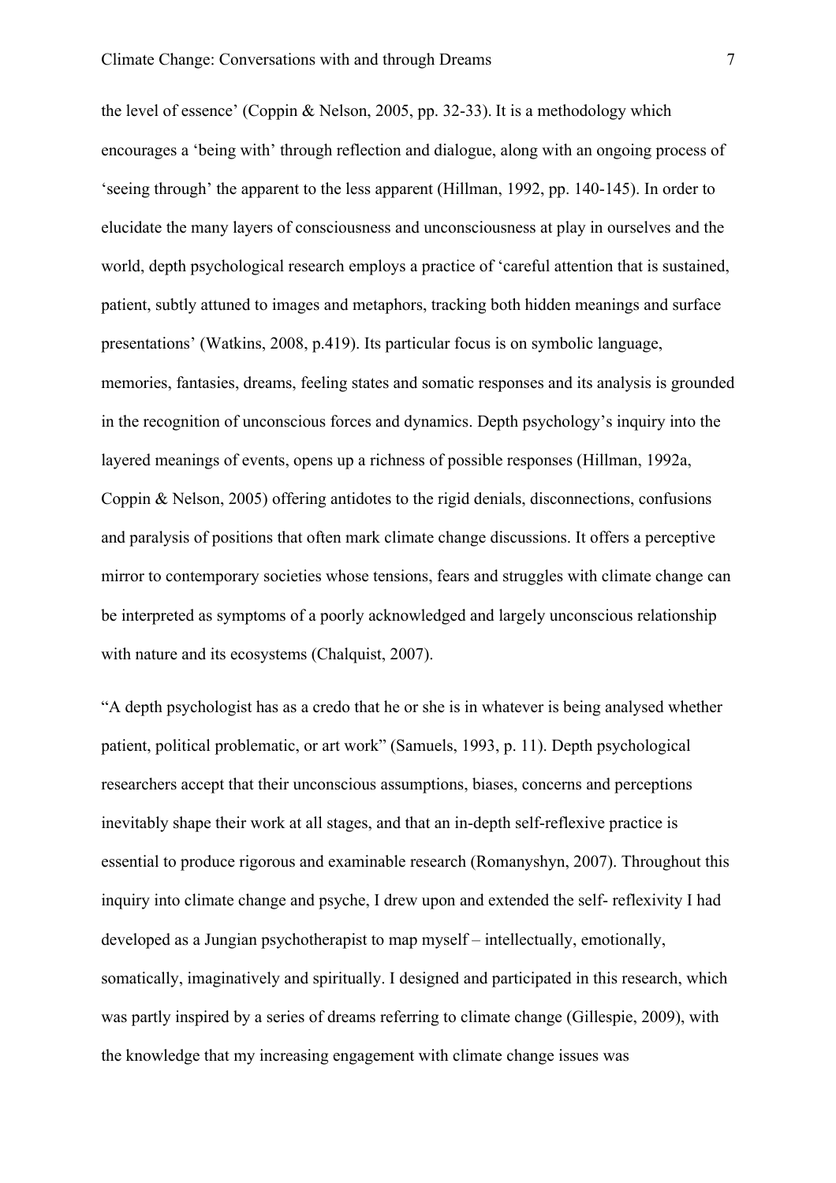the level of essence' (Coppin & Nelson, 2005, pp. 32-33). It is a methodology which encourages a 'being with' through reflection and dialogue, along with an ongoing process of 'seeing through' the apparent to the less apparent (Hillman, 1992, pp. 140-145). In order to elucidate the many layers of consciousness and unconsciousness at play in ourselves and the world, depth psychological research employs a practice of 'careful attention that is sustained, patient, subtly attuned to images and metaphors, tracking both hidden meanings and surface presentations' (Watkins, 2008, p.419). Its particular focus is on symbolic language, memories, fantasies, dreams, feeling states and somatic responses and its analysis is grounded in the recognition of unconscious forces and dynamics. Depth psychology's inquiry into the layered meanings of events, opens up a richness of possible responses (Hillman, 1992a, Coppin & Nelson, 2005) offering antidotes to the rigid denials, disconnections, confusions and paralysis of positions that often mark climate change discussions. It offers a perceptive mirror to contemporary societies whose tensions, fears and struggles with climate change can be interpreted as symptoms of a poorly acknowledged and largely unconscious relationship with nature and its ecosystems (Chalquist, 2007).

"A depth psychologist has as a credo that he or she is in whatever is being analysed whether patient, political problematic, or art work" (Samuels, 1993, p. 11). Depth psychological researchers accept that their unconscious assumptions, biases, concerns and perceptions inevitably shape their work at all stages, and that an in-depth self-reflexive practice is essential to produce rigorous and examinable research (Romanyshyn, 2007). Throughout this inquiry into climate change and psyche, I drew upon and extended the self- reflexivity I had developed as a Jungian psychotherapist to map myself – intellectually, emotionally, somatically, imaginatively and spiritually. I designed and participated in this research, which was partly inspired by a series of dreams referring to climate change (Gillespie, 2009), with the knowledge that my increasing engagement with climate change issues was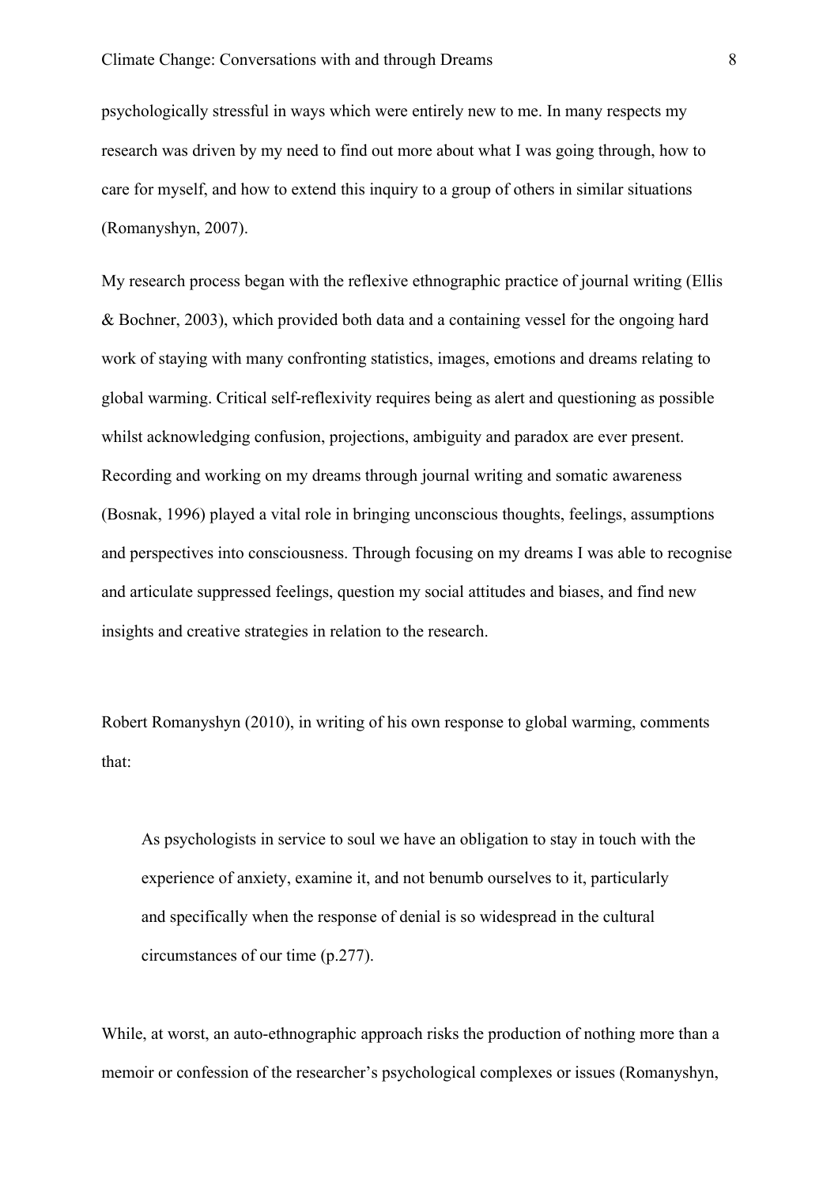psychologically stressful in ways which were entirely new to me. In many respects my research was driven by my need to find out more about what I was going through, how to care for myself, and how to extend this inquiry to a group of others in similar situations (Romanyshyn, 2007).

My research process began with the reflexive ethnographic practice of journal writing (Ellis & Bochner, 2003), which provided both data and a containing vessel for the ongoing hard work of staying with many confronting statistics, images, emotions and dreams relating to global warming. Critical self-reflexivity requires being as alert and questioning as possible whilst acknowledging confusion, projections, ambiguity and paradox are ever present. Recording and working on my dreams through journal writing and somatic awareness (Bosnak, 1996) played a vital role in bringing unconscious thoughts, feelings, assumptions and perspectives into consciousness. Through focusing on my dreams I was able to recognise and articulate suppressed feelings, question my social attitudes and biases, and find new insights and creative strategies in relation to the research.

Robert Romanyshyn (2010), in writing of his own response to global warming, comments that:

> As psychologists in service to soul we have an obligation to stay in touch with the experience of anxiety, examine it, and not benumb ourselves to it, particularly and specifically when the response of denial is so widespread in the cultural circumstances of our time (p.277).

While, at worst, an auto-ethnographic approach risks the production of nothing more than a memoir or confession of the researcher's psychological complexes or issues (Romanyshyn,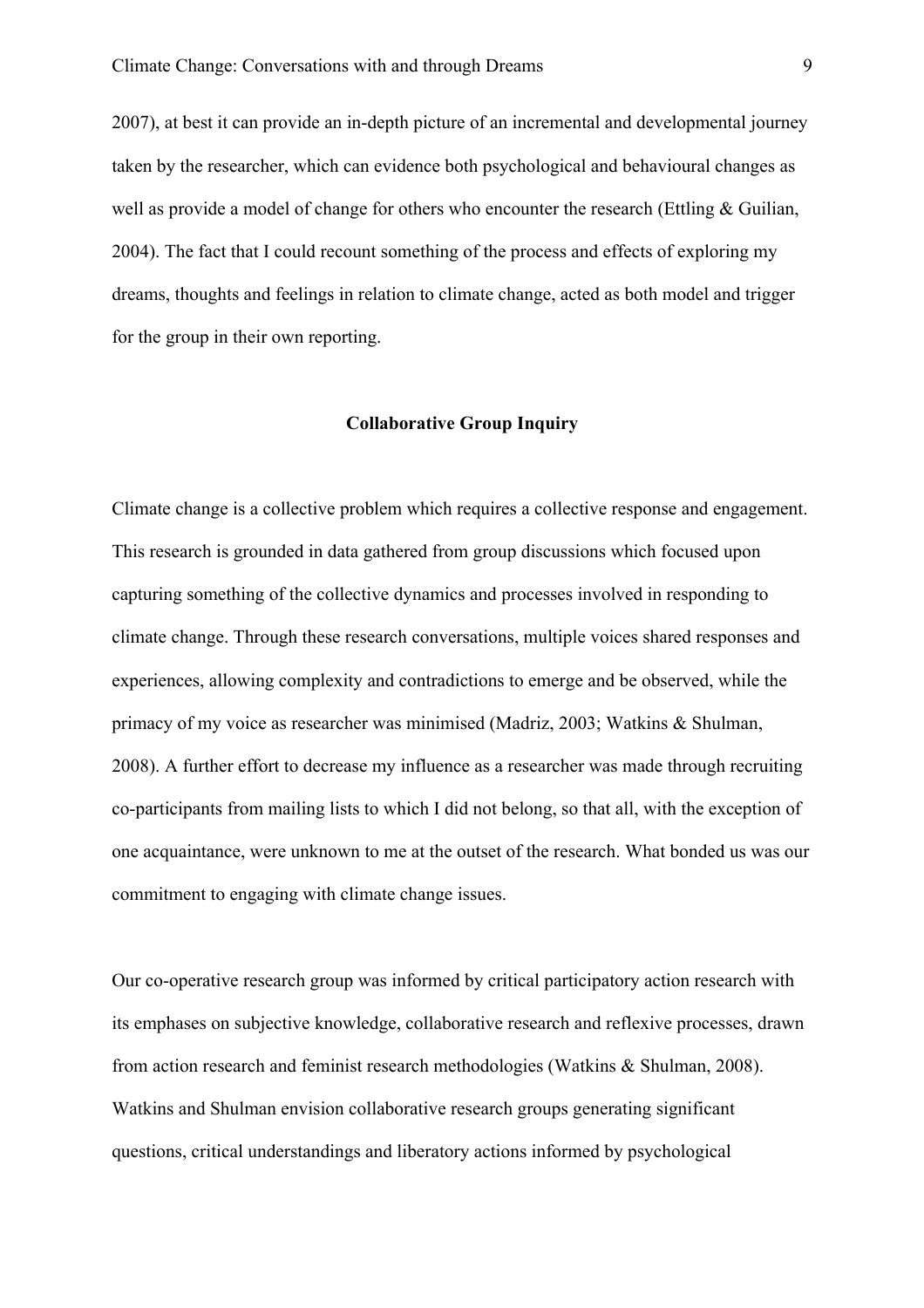2007), at best it can provide an in-depth picture of an incremental and developmental journey taken by the researcher, which can evidence both psychological and behavioural changes as well as provide a model of change for others who encounter the research (Ettling & Guilian, 2004). The fact that I could recount something of the process and effects of exploring my dreams, thoughts and feelings in relation to climate change, acted as both model and trigger for the group in their own reporting.

## Collaborative Group Inquiry

Climate change is a collective problem which requires a collective response and engagement. This research is grounded in data gathered from group discussions which focused upon capturing something of the collective dynamics and processes involved in responding to climate change. Through these research conversations, multiple voices shared responses and experiences, allowing complexity and contradictions to emerge and be observed, while the primacy of my voice as researcher was minimised (Madriz, 2003; Watkins & Shulman, 2008). A further effort to decrease my influence as a researcher was made through recruiting co-participants from mailing lists to which I did not belong, so that all, with the exception of one acquaintance, were unknown to me at the outset of the research. What bonded us was our commitment to engaging with climate change issues.

Our co-operative research group was informed by critical participatory action research with its emphases on subjective knowledge, collaborative research and reflexive processes, drawn from action research and feminist research methodologies (Watkins & Shulman, 2008). Watkins and Shulman envision collaborative research groups generating significant questions, critical understandings and liberatory actions informed by psychological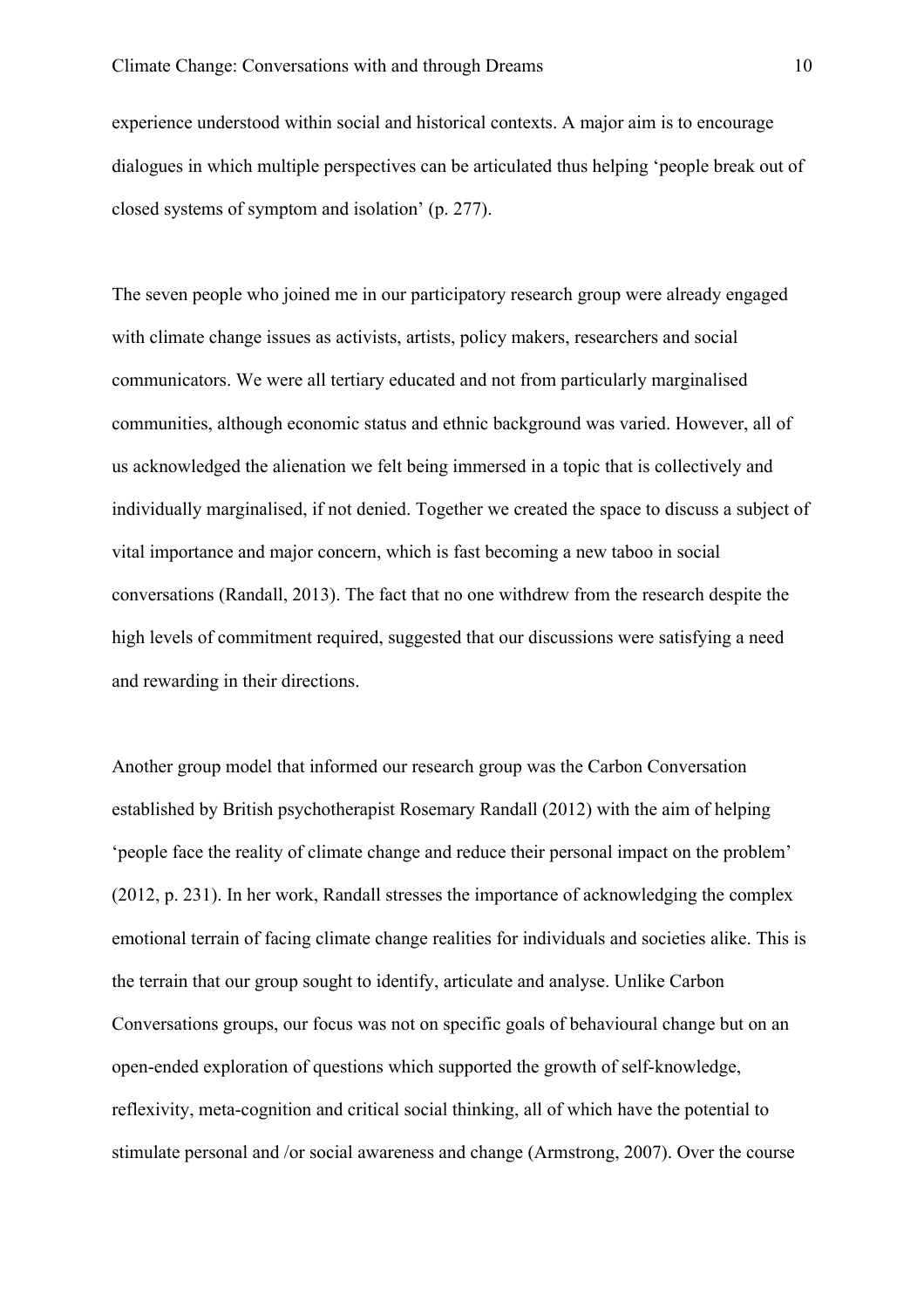experience understood within social and historical contexts. A major aim is to encourage dialogues in which multiple perspectives can be articulated thus helping 'people break out of closed systems of symptom and isolation' (p. 277).

The seven people who joined me in our participatory research group were already engaged with climate change issues as activists, artists, policy makers, researchers and social communicators. We were all tertiary educated and not from particularly marginalised communities, although economic status and ethnic background was varied. However, all of us acknowledged the alienation we felt being immersed in a topic that is collectively and individually marginalised, if not denied. Together we created the space to discuss a subject of vital importance and major concern, which is fast becoming a new taboo in social conversations (Randall, 2013). The fact that no one withdrew from the research despite the high levels of commitment required, suggested that our discussions were satisfying a need and rewarding in their directions.

Another group model that informed our research group was the Carbon Conversation established by British psychotherapist Rosemary Randall (2012) with the aim of helping 'people face the reality of climate change and reduce their personal impact on the problem' (2012, p. 231). In her work, Randall stresses the importance of acknowledging the complex emotional terrain of facing climate change realities for individuals and societies alike. This is the terrain that our group sought to identify, articulate and analyse. Unlike Carbon Conversations groups, our focus was not on specific goals of behavioural change but on an open-ended exploration of questions which supported the growth of self-knowledge, reflexivity, meta-cognition and critical social thinking, all of which have the potential to stimulate personal and /or social awareness and change (Armstrong, 2007). Over the course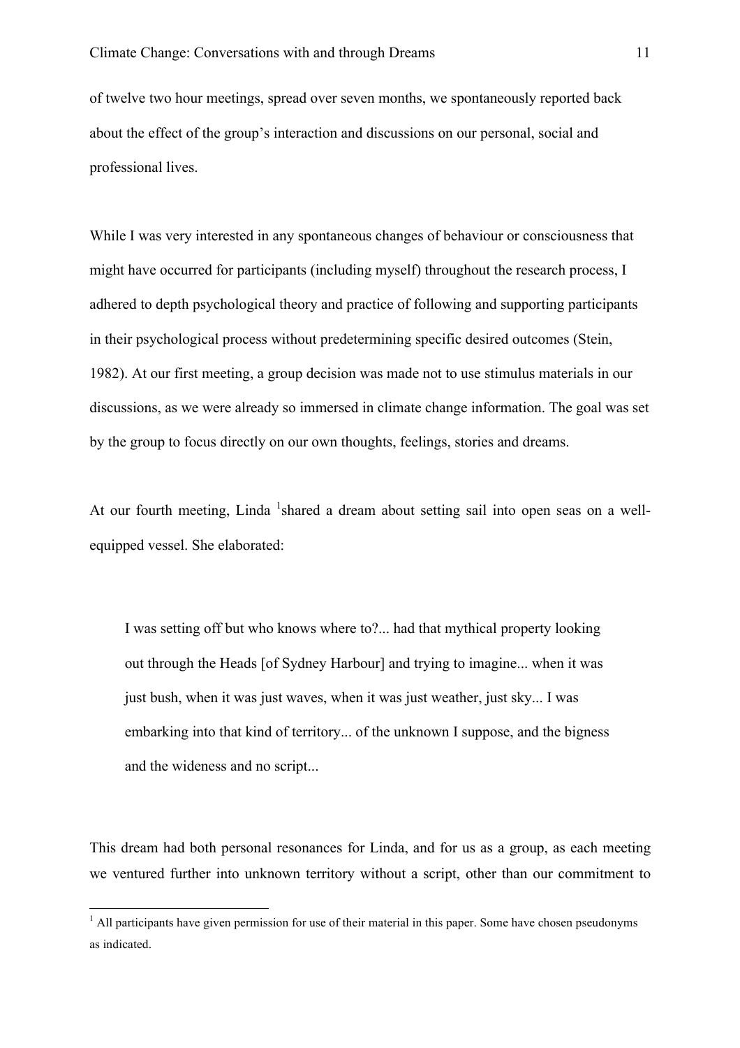of twelve two hour meetings, spread over seven months, we spontaneously reported back about the effect of the group's interaction and discussions on our personal, social and professional lives.

While I was very interested in any spontaneous changes of behaviour or consciousness that might have occurred for participants (including myself) throughout the research process, I adhered to depth psychological theory and practice of following and supporting participants in their psychological process without predetermining specific desired outcomes (Stein, 1982). At our first meeting, a group decision was made not to use stimulus materials in our discussions, as we were already so immersed in climate change information. The goal was set by the group to focus directly on our own thoughts, feelings, stories and dreams.

At our fourth meeting, Linda [1]shared a dream about setting sail into open seas on a well-equipped vessel. She elaborated:

> I was setting off but who knows where to?... had that mythical property looking out through the Heads [of Sydney Harbour] and trying to imagine... when it was just bush, when it was just waves, when it was just weather, just sky... I was embarking into that kind of territory... of the unknown I suppose, and the bigness and the wideness and no script...

This dream had both personal resonances for Linda, and for us as a group, as each meeting we ventured further into unknown territory without a script, other than our commitment to

[1] All participants have given permission for use of their material in this paper. Some have chosen pseudonyms as indicated.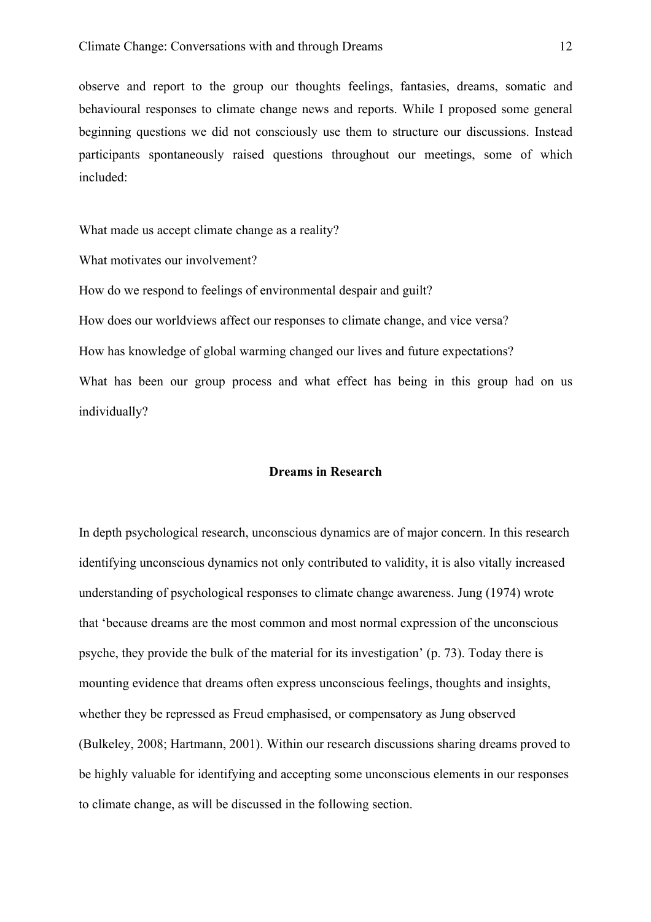observe and report to the group our thoughts feelings, fantasies, dreams, somatic and behavioural responses to climate change news and reports. While I proposed some general beginning questions we did not consciously use them to structure our discussions. Instead participants spontaneously raised questions throughout our meetings, some of which included:

What made us accept climate change as a reality?

What motivates our involvement?

How do we respond to feelings of environmental despair and guilt?

How does our worldviews affect our responses to climate change, and vice versa?

How has knowledge of global warming changed our lives and future expectations?

What has been our group process and what effect has being in this group had on us individually?

## Dreams in Research

In depth psychological research, unconscious dynamics are of major concern. In this research identifying unconscious dynamics not only contributed to validity, it is also vitally increased understanding of psychological responses to climate change awareness. Jung (1974) wrote that 'because dreams are the most common and most normal expression of the unconscious psyche, they provide the bulk of the material for its investigation' (p. 73). Today there is mounting evidence that dreams often express unconscious feelings, thoughts and insights, whether they be repressed as Freud emphasised, or compensatory as Jung observed (Bulkeley, 2008; Hartmann, 2001). Within our research discussions sharing dreams proved to be highly valuable for identifying and accepting some unconscious elements in our responses to climate change, as will be discussed in the following section.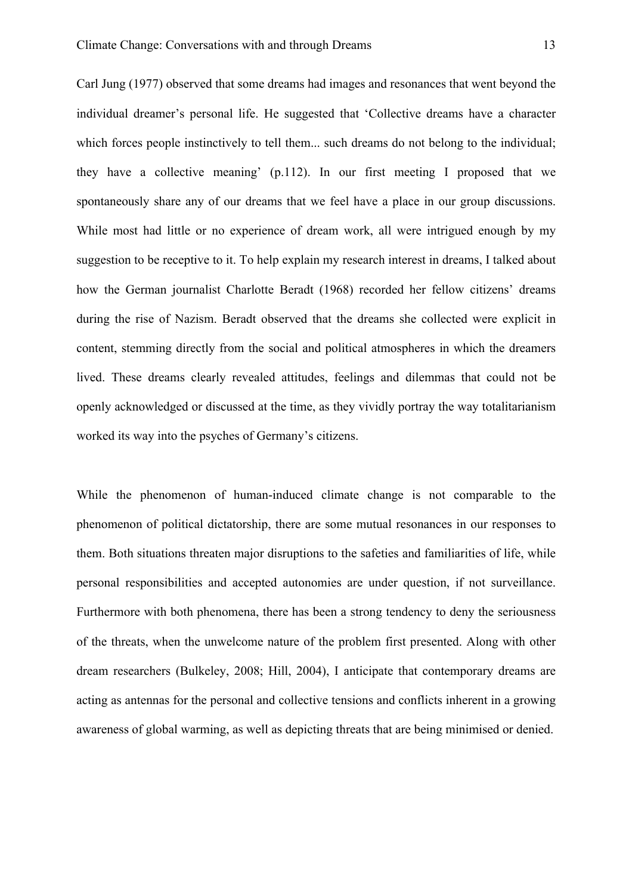Carl Jung (1977) observed that some dreams had images and resonances that went beyond the individual dreamer's personal life. He suggested that 'Collective dreams have a character which forces people instinctively to tell them... such dreams do not belong to the individual; they have a collective meaning' (p.112). In our first meeting I proposed that we spontaneously share any of our dreams that we feel have a place in our group discussions. While most had little or no experience of dream work, all were intrigued enough by my suggestion to be receptive to it. To help explain my research interest in dreams, I talked about how the German journalist Charlotte Beradt (1968) recorded her fellow citizens' dreams during the rise of Nazism. Beradt observed that the dreams she collected were explicit in content, stemming directly from the social and political atmospheres in which the dreamers lived. These dreams clearly revealed attitudes, feelings and dilemmas that could not be openly acknowledged or discussed at the time, as they vividly portray the way totalitarianism worked its way into the psyches of Germany's citizens.

While the phenomenon of human-induced climate change is not comparable to the phenomenon of political dictatorship, there are some mutual resonances in our responses to them. Both situations threaten major disruptions to the safeties and familiarities of life, while personal responsibilities and accepted autonomies are under question, if not surveillance. Furthermore with both phenomena, there has been a strong tendency to deny the seriousness of the threats, when the unwelcome nature of the problem first presented. Along with other dream researchers (Bulkeley, 2008; Hill, 2004), I anticipate that contemporary dreams are acting as antennas for the personal and collective tensions and conflicts inherent in a growing awareness of global warming, as well as depicting threats that are being minimised or denied.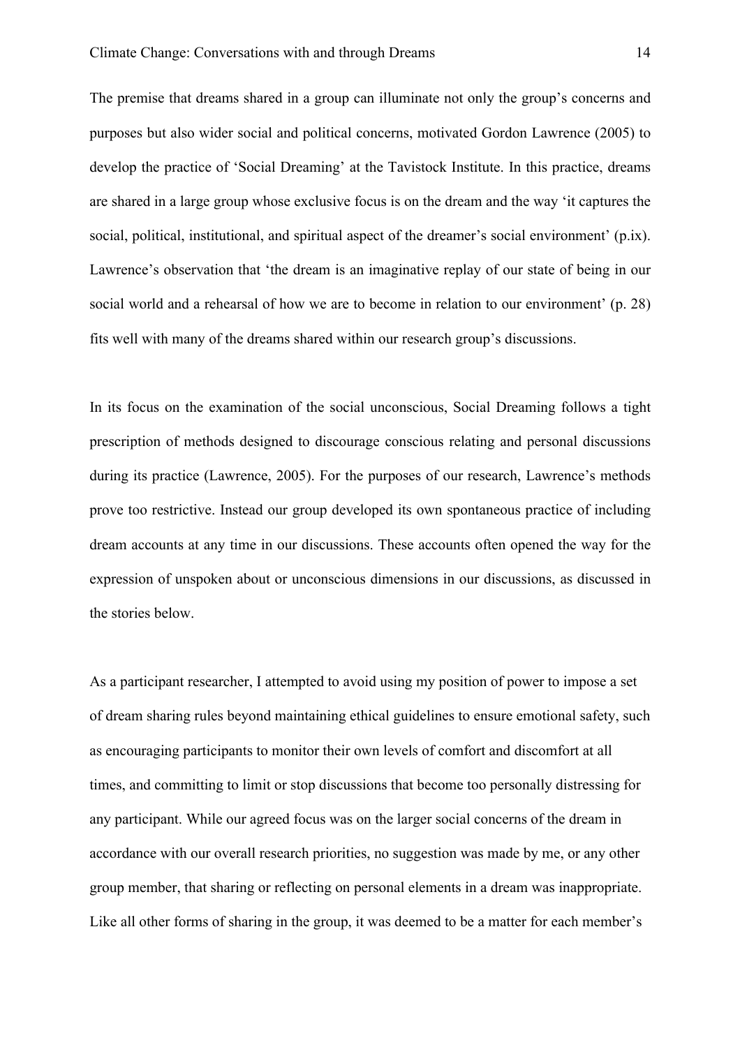The premise that dreams shared in a group can illuminate not only the group's concerns and purposes but also wider social and political concerns, motivated Gordon Lawrence (2005) to develop the practice of 'Social Dreaming' at the Tavistock Institute. In this practice, dreams are shared in a large group whose exclusive focus is on the dream and the way 'it captures the social, political, institutional, and spiritual aspect of the dreamer's social environment' (p.ix). Lawrence's observation that 'the dream is an imaginative replay of our state of being in our social world and a rehearsal of how we are to become in relation to our environment' (p. 28) fits well with many of the dreams shared within our research group's discussions.

In its focus on the examination of the social unconscious, Social Dreaming follows a tight prescription of methods designed to discourage conscious relating and personal discussions during its practice (Lawrence, 2005). For the purposes of our research, Lawrence's methods prove too restrictive. Instead our group developed its own spontaneous practice of including dream accounts at any time in our discussions. These accounts often opened the way for the expression of unspoken about or unconscious dimensions in our discussions, as discussed in the stories below.

As a participant researcher, I attempted to avoid using my position of power to impose a set of dream sharing rules beyond maintaining ethical guidelines to ensure emotional safety, such as encouraging participants to monitor their own levels of comfort and discomfort at all times, and committing to limit or stop discussions that become too personally distressing for any participant. While our agreed focus was on the larger social concerns of the dream in accordance with our overall research priorities, no suggestion was made by me, or any other group member, that sharing or reflecting on personal elements in a dream was inappropriate. Like all other forms of sharing in the group, it was deemed to be a matter for each member's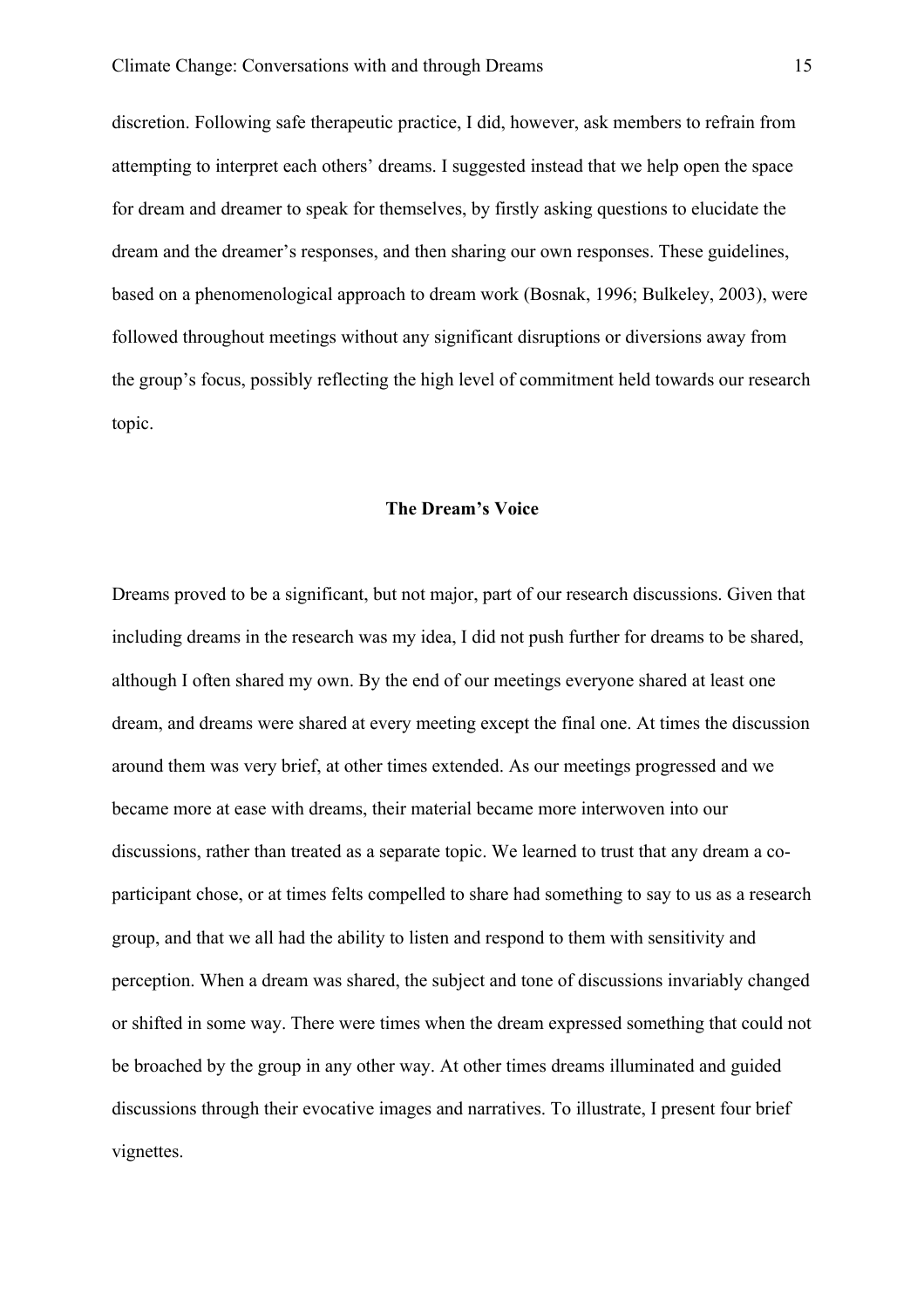discretion. Following safe therapeutic practice, I did, however, ask members to refrain from attempting to interpret each others' dreams. I suggested instead that we help open the space for dream and dreamer to speak for themselves, by firstly asking questions to elucidate the dream and the dreamer's responses, and then sharing our own responses. These guidelines, based on a phenomenological approach to dream work (Bosnak, 1996; Bulkeley, 2003), were followed throughout meetings without any significant disruptions or diversions away from the group's focus, possibly reflecting the high level of commitment held towards our research topic.

## The Dream's Voice

Dreams proved to be a significant, but not major, part of our research discussions. Given that including dreams in the research was my idea, I did not push further for dreams to be shared, although I often shared my own. By the end of our meetings everyone shared at least one dream, and dreams were shared at every meeting except the final one. At times the discussion around them was very brief, at other times extended. As our meetings progressed and we became more at ease with dreams, their material became more interwoven into our discussions, rather than treated as a separate topic. We learned to trust that any dream a co-participant chose, or at times felts compelled to share had something to say to us as a research group, and that we all had the ability to listen and respond to them with sensitivity and perception. When a dream was shared, the subject and tone of discussions invariably changed or shifted in some way. There were times when the dream expressed something that could not be broached by the group in any other way. At other times dreams illuminated and guided discussions through their evocative images and narratives. To illustrate, I present four brief vignettes.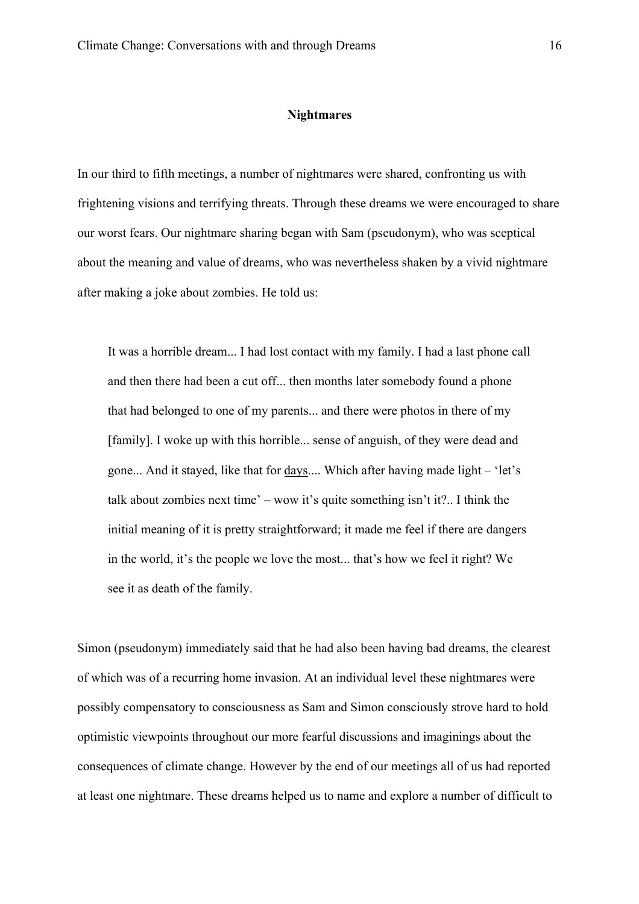## Nightmares

In our third to fifth meetings, a number of nightmares were shared, confronting us with frightening visions and terrifying threats. Through these dreams we were encouraged to share our worst fears. Our nightmare sharing began with Sam (pseudonym), who was sceptical about the meaning and value of dreams, who was nevertheless shaken by a vivid nightmare after making a joke about zombies. He told us:

> It was a horrible dream... I had lost contact with my family. I had a last phone call and then there had been a cut off... then months later somebody found a phone that had belonged to one of my parents... and there were photos in there of my [family]. I woke up with this horrible... sense of anguish, of they were dead and gone... And it stayed, like that for <u>days</u>.... Which after having made light – 'let's talk about zombies next time' – wow it's quite something isn't it?.. I think the initial meaning of it is pretty straightforward; it made me feel if there are dangers in the world, it's the people we love the most... that's how we feel it right? We see it as death of the family.

Simon (pseudonym) immediately said that he had also been having bad dreams, the clearest of which was of a recurring home invasion. At an individual level these nightmares were possibly compensatory to consciousness as Sam and Simon consciously strove hard to hold optimistic viewpoints throughout our more fearful discussions and imaginings about the consequences of climate change. However by the end of our meetings all of us had reported at least one nightmare. These dreams helped us to name and explore a number of difficult to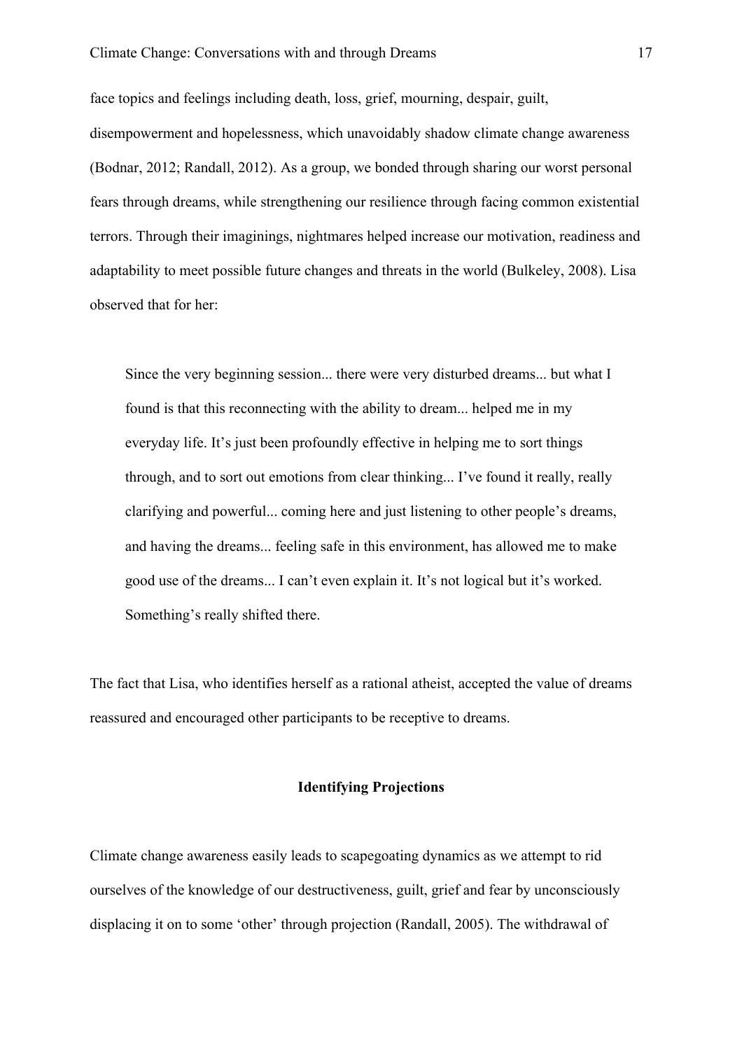face topics and feelings including death, loss, grief, mourning, despair, guilt, disempowerment and hopelessness, which unavoidably shadow climate change awareness (Bodnar, 2012; Randall, 2012). As a group, we bonded through sharing our worst personal fears through dreams, while strengthening our resilience through facing common existential terrors. Through their imaginings, nightmares helped increase our motivation, readiness and adaptability to meet possible future changes and threats in the world (Bulkeley, 2008). Lisa observed that for her:

> Since the very beginning session... there were very disturbed dreams... but what I found is that this reconnecting with the ability to dream... helped me in my everyday life. It's just been profoundly effective in helping me to sort things through, and to sort out emotions from clear thinking... I've found it really, really clarifying and powerful... coming here and just listening to other people's dreams, and having the dreams... feeling safe in this environment, has allowed me to make good use of the dreams... I can't even explain it. It's not logical but it's worked. Something's really shifted there.

The fact that Lisa, who identifies herself as a rational atheist, accepted the value of dreams reassured and encouraged other participants to be receptive to dreams.

## Identifying Projections

Climate change awareness easily leads to scapegoating dynamics as we attempt to rid ourselves of the knowledge of our destructiveness, guilt, grief and fear by unconsciously displacing it on to some 'other' through projection (Randall, 2005). The withdrawal of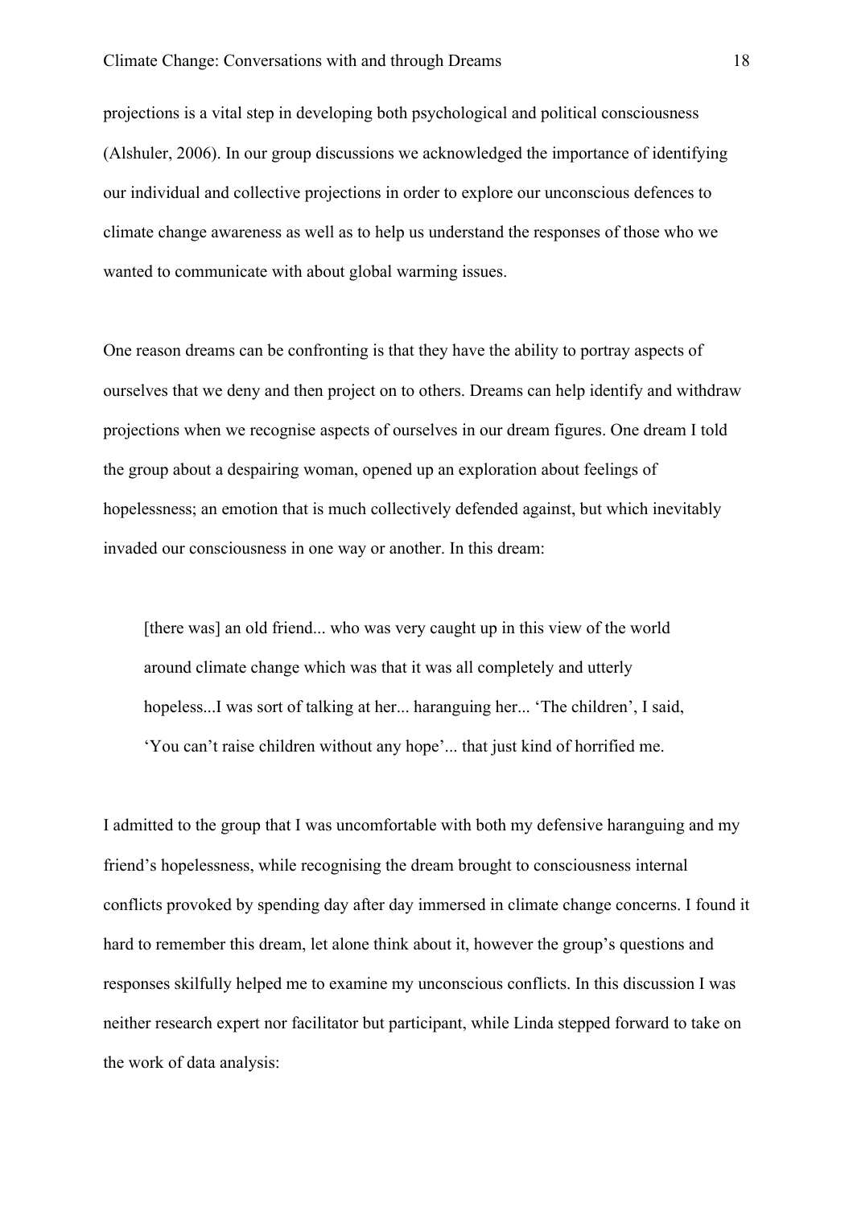projections is a vital step in developing both psychological and political consciousness (Alshuler, 2006). In our group discussions we acknowledged the importance of identifying our individual and collective projections in order to explore our unconscious defences to climate change awareness as well as to help us understand the responses of those who we wanted to communicate with about global warming issues.

One reason dreams can be confronting is that they have the ability to portray aspects of ourselves that we deny and then project on to others. Dreams can help identify and withdraw projections when we recognise aspects of ourselves in our dream figures. One dream I told the group about a despairing woman, opened up an exploration about feelings of hopelessness; an emotion that is much collectively defended against, but which inevitably invaded our consciousness in one way or another. In this dream:

> [there was] an old friend... who was very caught up in this view of the world around climate change which was that it was all completely and utterly hopeless...I was sort of talking at her... haranguing her... 'The children', I said, 'You can't raise children without any hope'... that just kind of horrified me.

I admitted to the group that I was uncomfortable with both my defensive haranguing and my friend's hopelessness, while recognising the dream brought to consciousness internal conflicts provoked by spending day after day immersed in climate change concerns. I found it hard to remember this dream, let alone think about it, however the group's questions and responses skilfully helped me to examine my unconscious conflicts. In this discussion I was neither research expert nor facilitator but participant, while Linda stepped forward to take on the work of data analysis: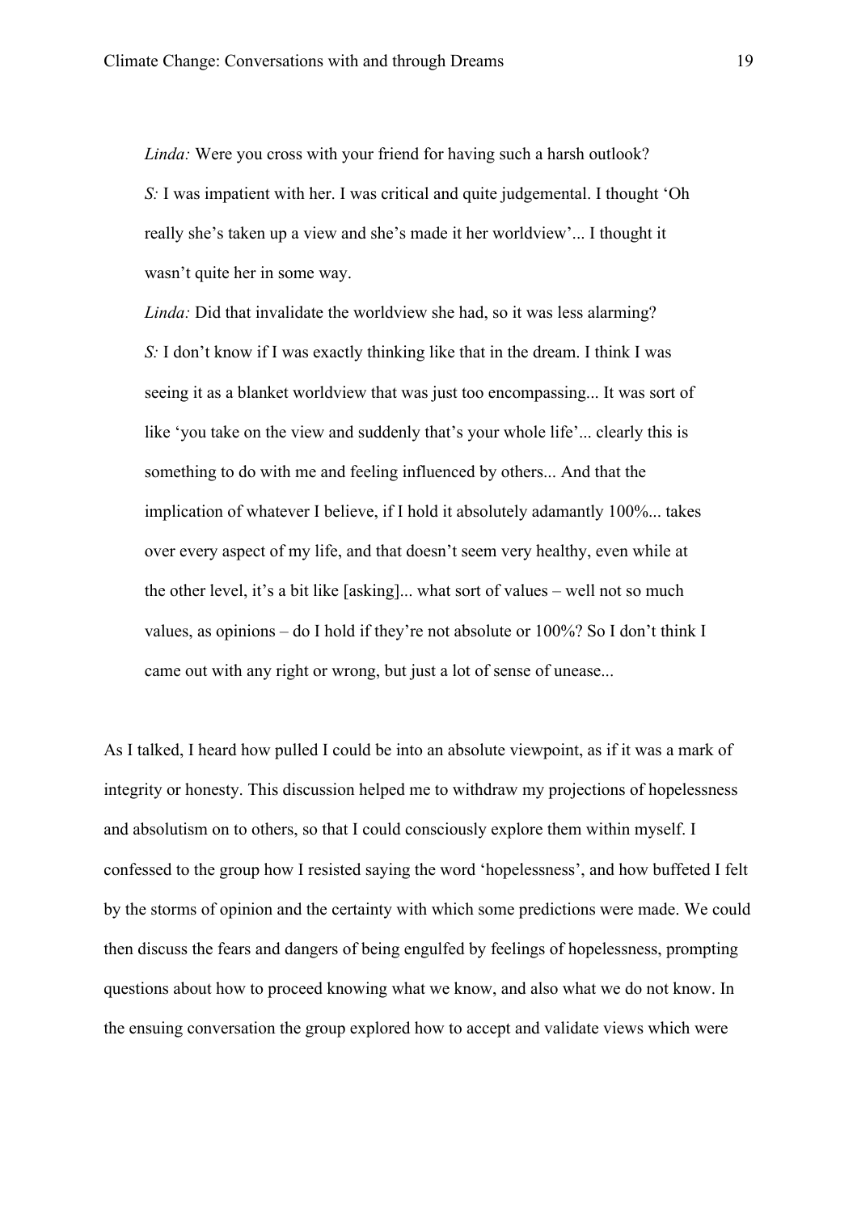> *Linda:* Were you cross with your friend for having such a harsh outlook?
>
> *S:* I was impatient with her. I was critical and quite judgemental. I thought 'Oh really she's taken up a view and she's made it her worldview'... I thought it wasn't quite her in some way.
>
> *Linda:* Did that invalidate the worldview she had, so it was less alarming?
>
> *S:* I don't know if I was exactly thinking like that in the dream. I think I was seeing it as a blanket worldview that was just too encompassing... It was sort of like 'you take on the view and suddenly that's your whole life'... clearly this is something to do with me and feeling influenced by others... And that the implication of whatever I believe, if I hold it absolutely adamantly 100%... takes over every aspect of my life, and that doesn't seem very healthy, even while at the other level, it's a bit like [asking]... what sort of values – well not so much values, as opinions – do I hold if they're not absolute or 100%? So I don't think I came out with any right or wrong, but just a lot of sense of unease...

As I talked, I heard how pulled I could be into an absolute viewpoint, as if it was a mark of integrity or honesty. This discussion helped me to withdraw my projections of hopelessness and absolutism on to others, so that I could consciously explore them within myself. I confessed to the group how I resisted saying the word 'hopelessness', and how buffeted I felt by the storms of opinion and the certainty with which some predictions were made. We could then discuss the fears and dangers of being engulfed by feelings of hopelessness, prompting questions about how to proceed knowing what we know, and also what we do not know. In the ensuing conversation the group explored how to accept and validate views which were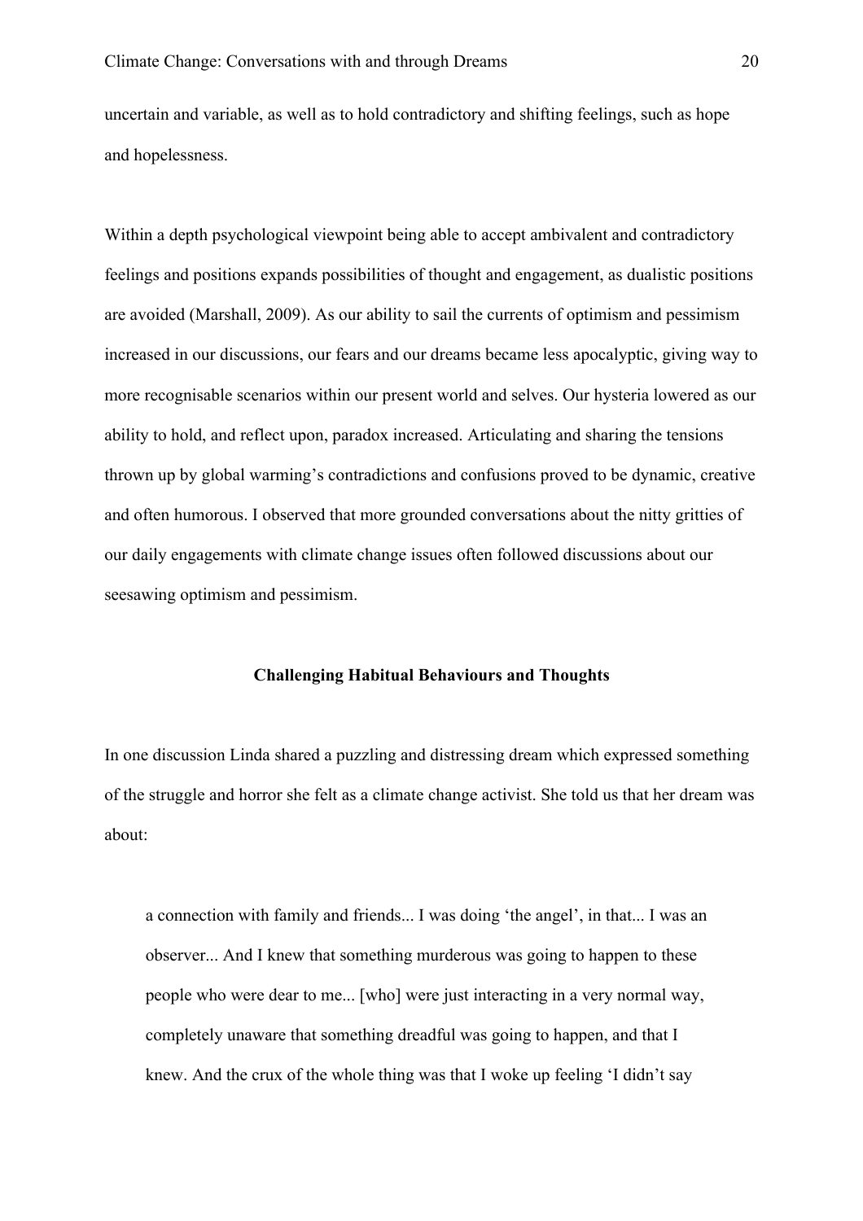uncertain and variable, as well as to hold contradictory and shifting feelings, such as hope and hopelessness.

Within a depth psychological viewpoint being able to accept ambivalent and contradictory feelings and positions expands possibilities of thought and engagement, as dualistic positions are avoided (Marshall, 2009). As our ability to sail the currents of optimism and pessimism increased in our discussions, our fears and our dreams became less apocalyptic, giving way to more recognisable scenarios within our present world and selves. Our hysteria lowered as our ability to hold, and reflect upon, paradox increased. Articulating and sharing the tensions thrown up by global warming's contradictions and confusions proved to be dynamic, creative and often humorous. I observed that more grounded conversations about the nitty gritties of our daily engagements with climate change issues often followed discussions about our seesawing optimism and pessimism.

## Challenging Habitual Behaviours and Thoughts

In one discussion Linda shared a puzzling and distressing dream which expressed something of the struggle and horror she felt as a climate change activist. She told us that her dream was about:

> a connection with family and friends... I was doing 'the angel', in that... I was an observer... And I knew that something murderous was going to happen to these people who were dear to me... [who] were just interacting in a very normal way, completely unaware that something dreadful was going to happen, and that I knew. And the crux of the whole thing was that I woke up feeling 'I didn't say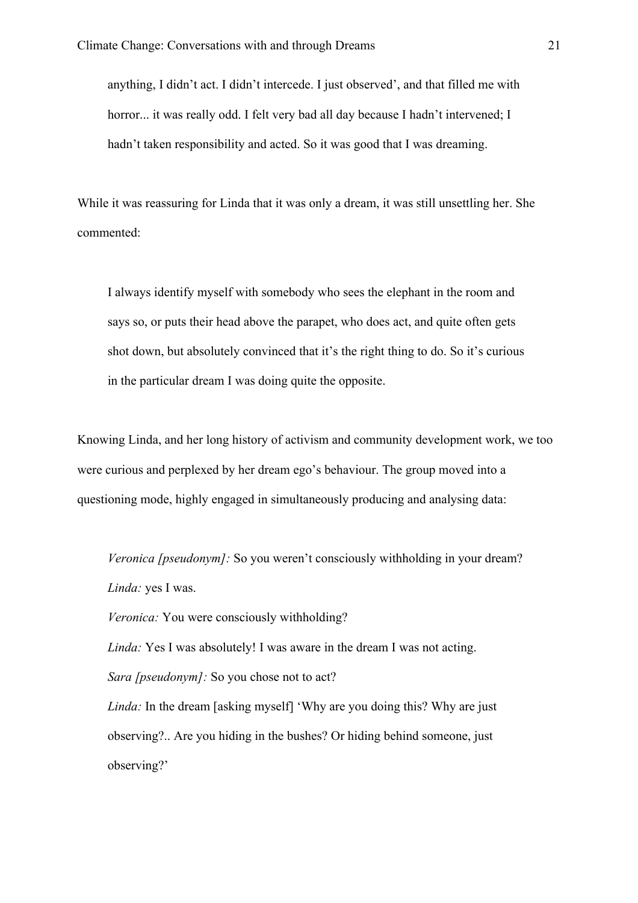> anything, I didn't act. I didn't intercede. I just observed', and that filled me with horror... it was really odd. I felt very bad all day because I hadn't intervened; I hadn't taken responsibility and acted. So it was good that I was dreaming.

While it was reassuring for Linda that it was only a dream, it was still unsettling her. She commented:

> I always identify myself with somebody who sees the elephant in the room and says so, or puts their head above the parapet, who does act, and quite often gets shot down, but absolutely convinced that it's the right thing to do. So it's curious in the particular dream I was doing quite the opposite.

Knowing Linda, and her long history of activism and community development work, we too were curious and perplexed by her dream ego's behaviour. The group moved into a questioning mode, highly engaged in simultaneously producing and analysing data:

> *Veronica [pseudonym]:* So you weren't consciously withholding in your dream?
> *Linda:* yes I was.
> *Veronica:* You were consciously withholding?
> *Linda:* Yes I was absolutely! I was aware in the dream I was not acting.
> *Sara [pseudonym]:* So you chose not to act?
> *Linda:* In the dream [asking myself] 'Why are you doing this? Why are just observing?.. Are you hiding in the bushes? Or hiding behind someone, just observing?'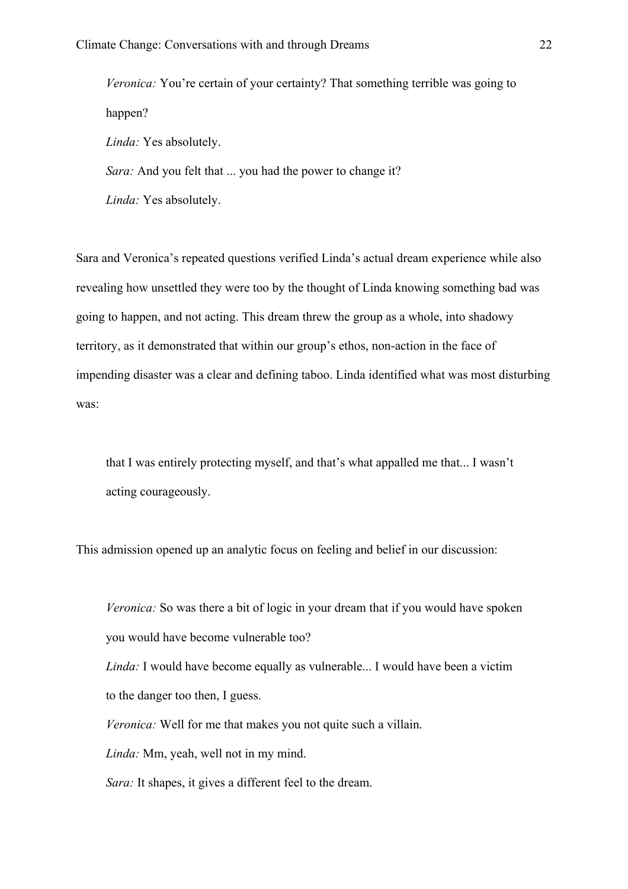*Veronica:* You're certain of your certainty? That something terrible was going to happen?

*Linda:* Yes absolutely.

*Sara:* And you felt that ... you had the power to change it?

*Linda:* Yes absolutely.

Sara and Veronica's repeated questions verified Linda's actual dream experience while also revealing how unsettled they were too by the thought of Linda knowing something bad was going to happen, and not acting. This dream threw the group as a whole, into shadowy territory, as it demonstrated that within our group's ethos, non-action in the face of impending disaster was a clear and defining taboo. Linda identified what was most disturbing was:

> that I was entirely protecting myself, and that's what appalled me that... I wasn't acting courageously.

This admission opened up an analytic focus on feeling and belief in our discussion:

*Veronica:* So was there a bit of logic in your dream that if you would have spoken you would have become vulnerable too?

*Linda:* I would have become equally as vulnerable... I would have been a victim to the danger too then, I guess.

*Veronica:* Well for me that makes you not quite such a villain.

*Linda:* Mm, yeah, well not in my mind.

*Sara:* It shapes, it gives a different feel to the dream.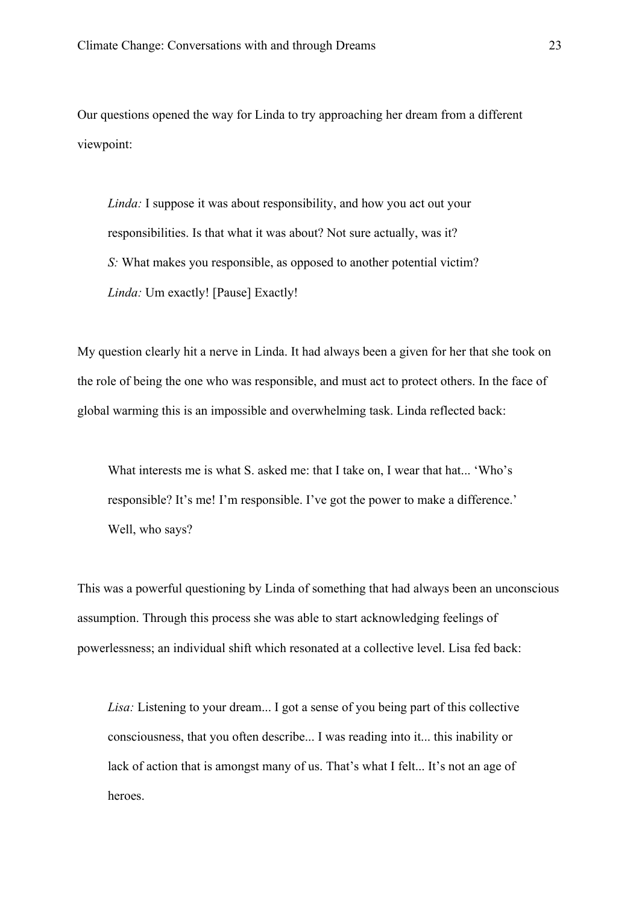Our questions opened the way for Linda to try approaching her dream from a different viewpoint:

> *Linda:* I suppose it was about responsibility, and how you act out your responsibilities. Is that what it was about? Not sure actually, was it?
>
> *S:* What makes you responsible, as opposed to another potential victim?
>
> *Linda:* Um exactly! [Pause] Exactly!

My question clearly hit a nerve in Linda. It had always been a given for her that she took on the role of being the one who was responsible, and must act to protect others. In the face of global warming this is an impossible and overwhelming task. Linda reflected back:

> What interests me is what S. asked me: that I take on, I wear that hat... 'Who's responsible? It's me! I'm responsible. I've got the power to make a difference.' Well, who says?

This was a powerful questioning by Linda of something that had always been an unconscious assumption. Through this process she was able to start acknowledging feelings of powerlessness; an individual shift which resonated at a collective level. Lisa fed back:

> *Lisa:* Listening to your dream... I got a sense of you being part of this collective consciousness, that you often describe... I was reading into it... this inability or lack of action that is amongst many of us. That's what I felt... It's not an age of heroes.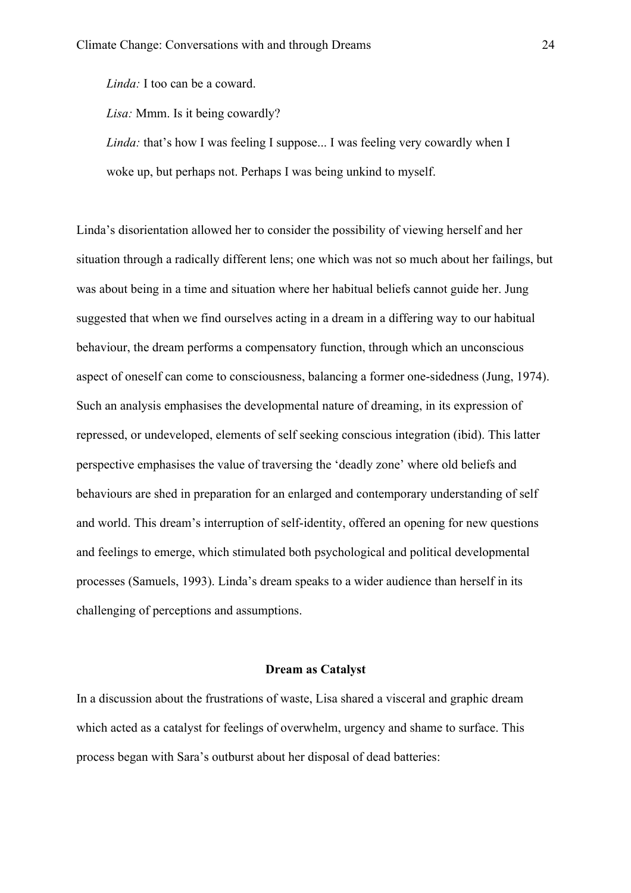*Linda:* I too can be a coward.

*Lisa:* Mmm. Is it being cowardly?

*Linda:* that's how I was feeling I suppose... I was feeling very cowardly when I woke up, but perhaps not. Perhaps I was being unkind to myself.

Linda's disorientation allowed her to consider the possibility of viewing herself and her situation through a radically different lens; one which was not so much about her failings, but was about being in a time and situation where her habitual beliefs cannot guide her. Jung suggested that when we find ourselves acting in a dream in a differing way to our habitual behaviour, the dream performs a compensatory function, through which an unconscious aspect of oneself can come to consciousness, balancing a former one-sidedness (Jung, 1974). Such an analysis emphasises the developmental nature of dreaming, in its expression of repressed, or undeveloped, elements of self seeking conscious integration (ibid). This latter perspective emphasises the value of traversing the 'deadly zone' where old beliefs and behaviours are shed in preparation for an enlarged and contemporary understanding of self and world. This dream's interruption of self-identity, offered an opening for new questions and feelings to emerge, which stimulated both psychological and political developmental processes (Samuels, 1993). Linda's dream speaks to a wider audience than herself in its challenging of perceptions and assumptions.

## Dream as Catalyst

In a discussion about the frustrations of waste, Lisa shared a visceral and graphic dream which acted as a catalyst for feelings of overwhelm, urgency and shame to surface. This process began with Sara's outburst about her disposal of dead batteries: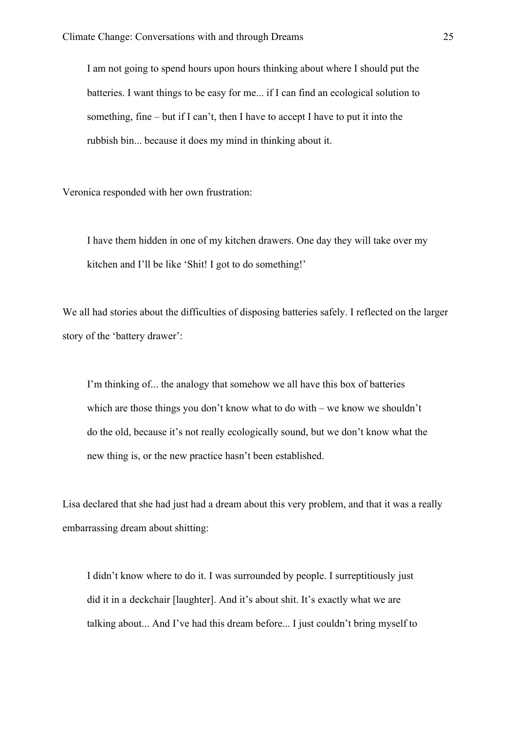> I am not going to spend hours upon hours thinking about where I should put the batteries. I want things to be easy for me... if I can find an ecological solution to something, fine – but if I can't, then I have to accept I have to put it into the rubbish bin... because it does my mind in thinking about it.

Veronica responded with her own frustration:

> I have them hidden in one of my kitchen drawers. One day they will take over my kitchen and I'll be like 'Shit! I got to do something!'

We all had stories about the difficulties of disposing batteries safely. I reflected on the larger story of the 'battery drawer':

> I'm thinking of... the analogy that somehow we all have this box of batteries which are those things you don't know what to do with – we know we shouldn't do the old, because it's not really ecologically sound, but we don't know what the new thing is, or the new practice hasn't been established.

Lisa declared that she had just had a dream about this very problem, and that it was a really embarrassing dream about shitting:

> I didn't know where to do it. I was surrounded by people. I surreptitiously just did it in a deckchair [laughter]. And it's about shit. It's exactly what we are talking about... And I've had this dream before... I just couldn't bring myself to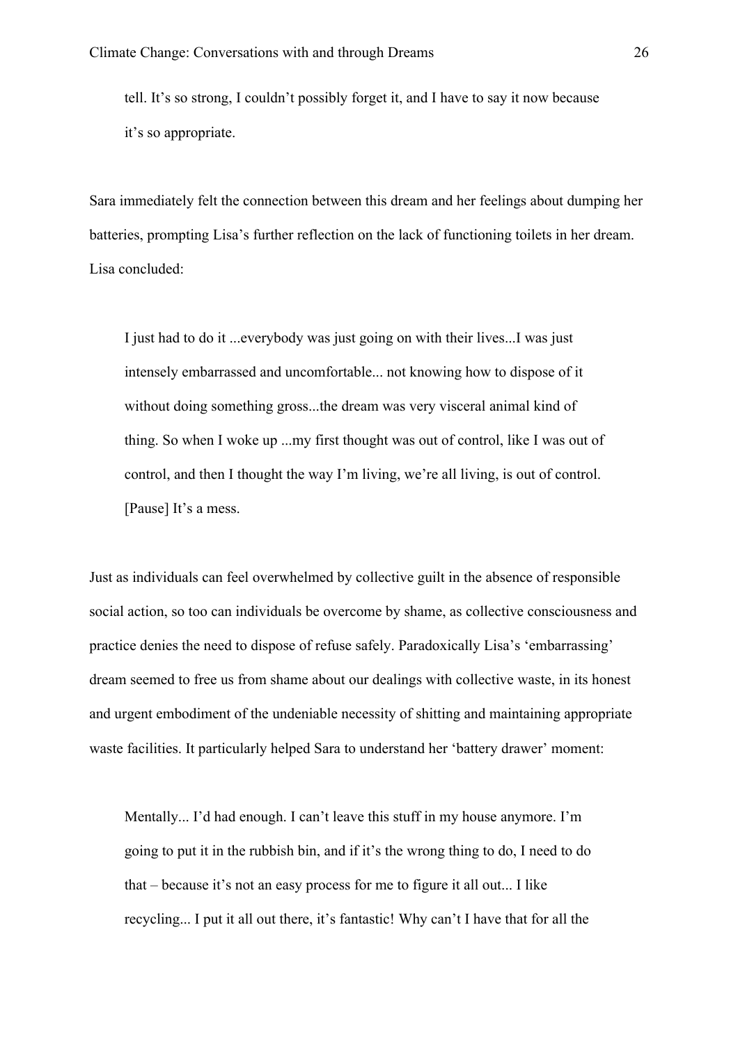> tell. It's so strong, I couldn't possibly forget it, and I have to say it now because it's so appropriate.

Sara immediately felt the connection between this dream and her feelings about dumping her batteries, prompting Lisa's further reflection on the lack of functioning toilets in her dream. Lisa concluded:

> I just had to do it ...everybody was just going on with their lives...I was just intensely embarrassed and uncomfortable... not knowing how to dispose of it without doing something gross...the dream was very visceral animal kind of thing. So when I woke up ...my first thought was out of control, like I was out of control, and then I thought the way I'm living, we're all living, is out of control. [Pause] It's a mess.

Just as individuals can feel overwhelmed by collective guilt in the absence of responsible social action, so too can individuals be overcome by shame, as collective consciousness and practice denies the need to dispose of refuse safely. Paradoxically Lisa's 'embarrassing' dream seemed to free us from shame about our dealings with collective waste, in its honest and urgent embodiment of the undeniable necessity of shitting and maintaining appropriate waste facilities. It particularly helped Sara to understand her 'battery drawer' moment:

> Mentally... I'd had enough. I can't leave this stuff in my house anymore. I'm going to put it in the rubbish bin, and if it's the wrong thing to do, I need to do that – because it's not an easy process for me to figure it all out... I like recycling... I put it all out there, it's fantastic! Why can't I have that for all the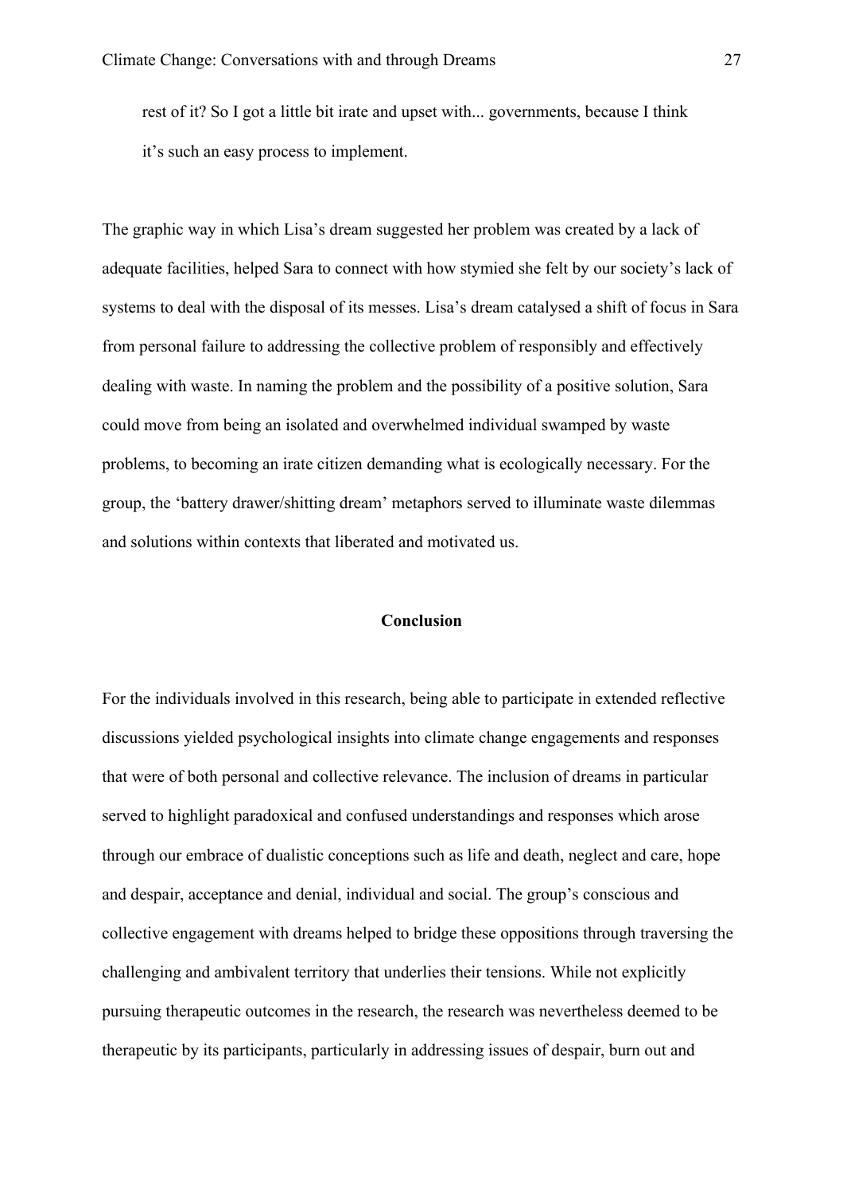> rest of it? So I got a little bit irate and upset with... governments, because I think it's such an easy process to implement.

The graphic way in which Lisa's dream suggested her problem was created by a lack of adequate facilities, helped Sara to connect with how stymied she felt by our society's lack of systems to deal with the disposal of its messes. Lisa's dream catalysed a shift of focus in Sara from personal failure to addressing the collective problem of responsibly and effectively dealing with waste. In naming the problem and the possibility of a positive solution, Sara could move from being an isolated and overwhelmed individual swamped by waste problems, to becoming an irate citizen demanding what is ecologically necessary. For the group, the 'battery drawer/shitting dream' metaphors served to illuminate waste dilemmas and solutions within contexts that liberated and motivated us.

## Conclusion

For the individuals involved in this research, being able to participate in extended reflective discussions yielded psychological insights into climate change engagements and responses that were of both personal and collective relevance. The inclusion of dreams in particular served to highlight paradoxical and confused understandings and responses which arose through our embrace of dualistic conceptions such as life and death, neglect and care, hope and despair, acceptance and denial, individual and social. The group's conscious and collective engagement with dreams helped to bridge these oppositions through traversing the challenging and ambivalent territory that underlies their tensions. While not explicitly pursuing therapeutic outcomes in the research, the research was nevertheless deemed to be therapeutic by its participants, particularly in addressing issues of despair, burn out and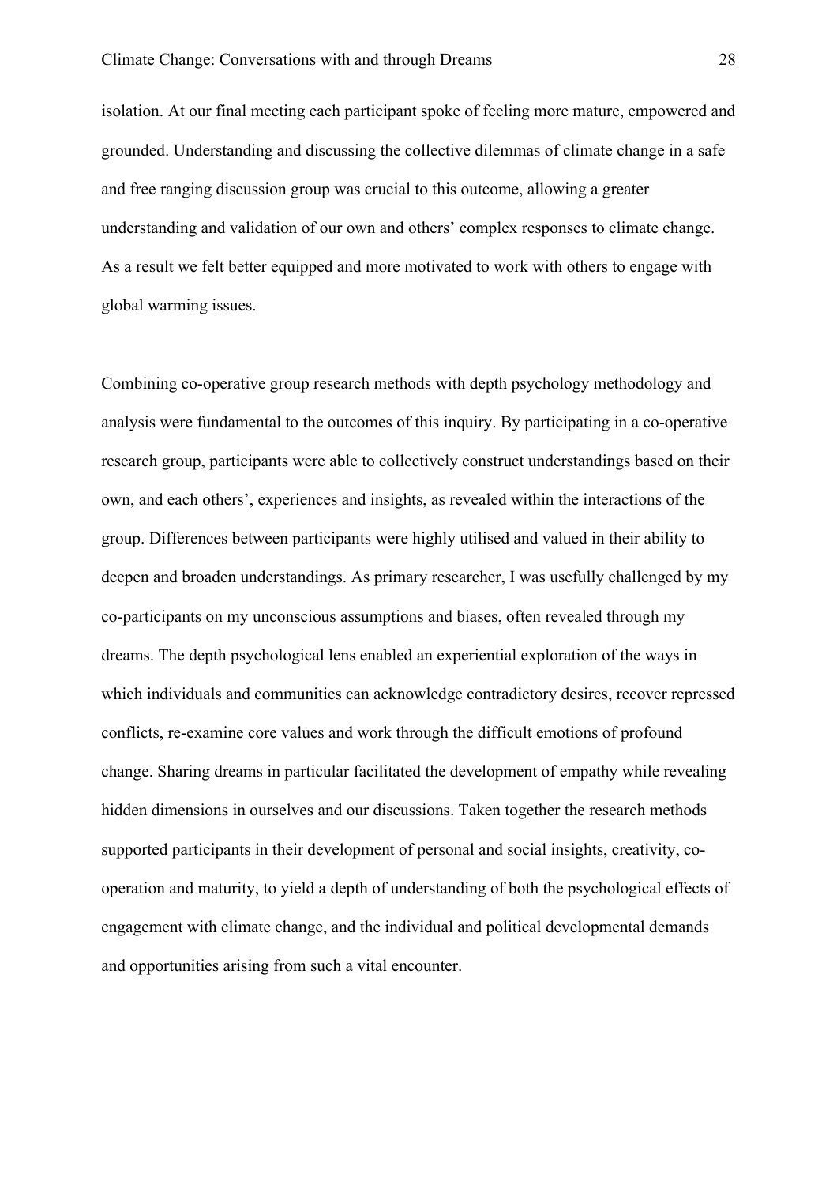isolation. At our final meeting each participant spoke of feeling more mature, empowered and grounded. Understanding and discussing the collective dilemmas of climate change in a safe and free ranging discussion group was crucial to this outcome, allowing a greater understanding and validation of our own and others' complex responses to climate change. As a result we felt better equipped and more motivated to work with others to engage with global warming issues.

Combining co-operative group research methods with depth psychology methodology and analysis were fundamental to the outcomes of this inquiry. By participating in a co-operative research group, participants were able to collectively construct understandings based on their own, and each others', experiences and insights, as revealed within the interactions of the group. Differences between participants were highly utilised and valued in their ability to deepen and broaden understandings. As primary researcher, I was usefully challenged by my co-participants on my unconscious assumptions and biases, often revealed through my dreams. The depth psychological lens enabled an experiential exploration of the ways in which individuals and communities can acknowledge contradictory desires, recover repressed conflicts, re-examine core values and work through the difficult emotions of profound change. Sharing dreams in particular facilitated the development of empathy while revealing hidden dimensions in ourselves and our discussions. Taken together the research methods supported participants in their development of personal and social insights, creativity, co-operation and maturity, to yield a depth of understanding of both the psychological effects of engagement with climate change, and the individual and political developmental demands and opportunities arising from such a vital encounter.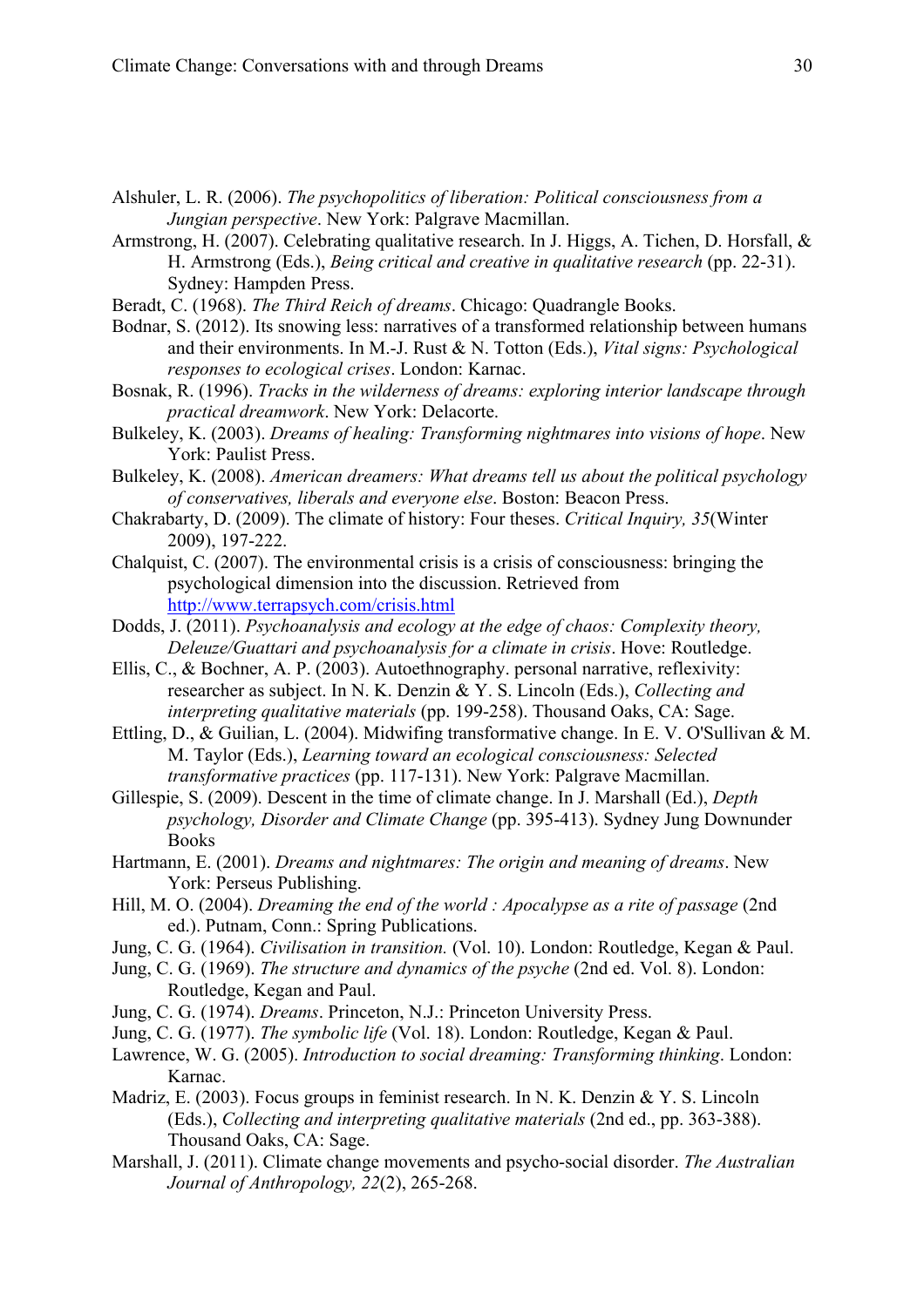Alshuler, L. R. (2006). *The psychopolitics of liberation: Political consciousness from a Jungian perspective*. New York: Palgrave Macmillan.

Armstrong, H. (2007). Celebrating qualitative research. In J. Higgs, A. Tichen, D. Horsfall, & H. Armstrong (Eds.), *Being critical and creative in qualitative research* (pp. 22-31). Sydney: Hampden Press.

Beradt, C. (1968). *The Third Reich of dreams*. Chicago: Quadrangle Books.

Bodnar, S. (2012). Its snowing less: narratives of a transformed relationship between humans and their environments. In M.-J. Rust & N. Totton (Eds.), *Vital signs: Psychological responses to ecological crises*. London: Karnac.

Bosnak, R. (1996). *Tracks in the wilderness of dreams: exploring interior landscape through practical dreamwork*. New York: Delacorte.

Bulkeley, K. (2003). *Dreams of healing: Transforming nightmares into visions of hope*. New York: Paulist Press.

Bulkeley, K. (2008). *American dreamers: What dreams tell us about the political psychology of conservatives, liberals and everyone else*. Boston: Beacon Press.

Chakrabarty, D. (2009). The climate of history: Four theses. *Critical Inquiry, 35*(Winter 2009), 197-222.

Chalquist, C. (2007). The environmental crisis is a crisis of consciousness: bringing the psychological dimension into the discussion. Retrieved from http://www.terrapsych.com/crisis.html

Dodds, J. (2011). *Psychoanalysis and ecology at the edge of chaos: Complexity theory, Deleuze/Guattari and psychoanalysis for a climate in crisis*. Hove: Routledge.

Ellis, C., & Bochner, A. P. (2003). Autoethnography. personal narrative, reflexivity: researcher as subject. In N. K. Denzin & Y. S. Lincoln (Eds.), *Collecting and interpreting qualitative materials* (pp. 199-258). Thousand Oaks, CA: Sage.

Ettling, D., & Guilian, L. (2004). Midwifing transformative change. In E. V. O'Sullivan & M. M. Taylor (Eds.), *Learning toward an ecological consciousness: Selected transformative practices* (pp. 117-131). New York: Palgrave Macmillan.

Gillespie, S. (2009). Descent in the time of climate change. In J. Marshall (Ed.), *Depth psychology, Disorder and Climate Change* (pp. 395-413). Sydney Jung Downunder Books

Hartmann, E. (2001). *Dreams and nightmares: The origin and meaning of dreams*. New York: Perseus Publishing.

Hill, M. O. (2004). *Dreaming the end of the world : Apocalypse as a rite of passage* (2nd ed.). Putnam, Conn.: Spring Publications.

Jung, C. G. (1964). *Civilisation in transition.* (Vol. 10). London: Routledge, Kegan & Paul.

Jung, C. G. (1969). *The structure and dynamics of the psyche* (2nd ed. Vol. 8). London: Routledge, Kegan and Paul.

Jung, C. G. (1974). *Dreams*. Princeton, N.J.: Princeton University Press.

Jung, C. G. (1977). *The symbolic life* (Vol. 18). London: Routledge, Kegan & Paul.

Lawrence, W. G. (2005). *Introduction to social dreaming: Transforming thinking*. London: Karnac.

Madriz, E. (2003). Focus groups in feminist research. In N. K. Denzin & Y. S. Lincoln (Eds.), *Collecting and interpreting qualitative materials* (2nd ed., pp. 363-388). Thousand Oaks, CA: Sage.

Marshall, J. (2011). Climate change movements and psycho-social disorder. *The Australian Journal of Anthropology, 22*(2), 265-268.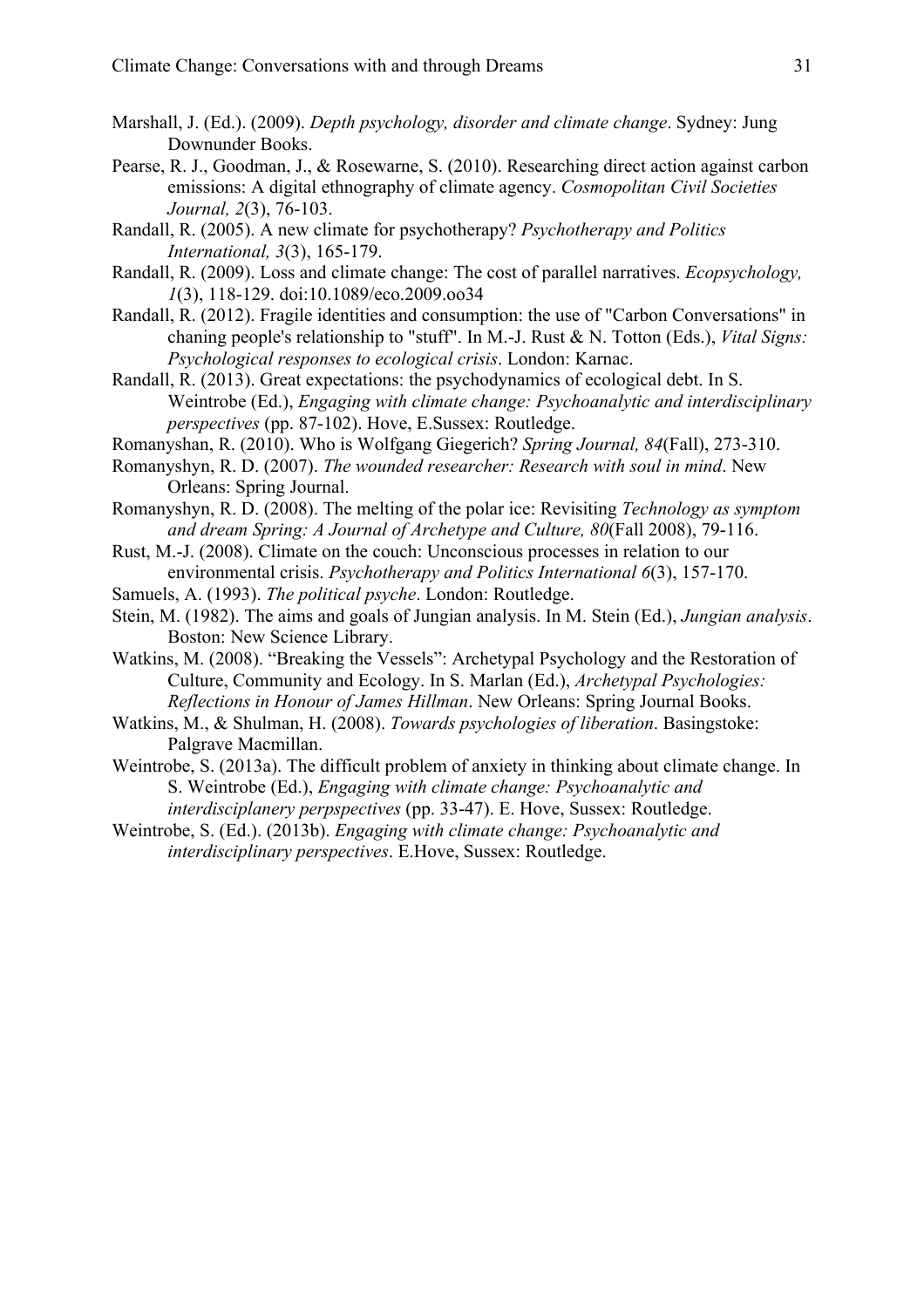Marshall, J. (Ed.). (2009). *Depth psychology, disorder and climate change*. Sydney: Jung Downunder Books.

Pearse, R. J., Goodman, J., & Rosewarne, S. (2010). Researching direct action against carbon emissions: A digital ethnography of climate agency. *Cosmopolitan Civil Societies Journal, 2*(3), 76-103.

Randall, R. (2005). A new climate for psychotherapy? *Psychotherapy and Politics International, 3*(3), 165-179.

Randall, R. (2009). Loss and climate change: The cost of parallel narratives. *Ecopsychology, 1*(3), 118-129. doi:10.1089/eco.2009.oo34

Randall, R. (2012). Fragile identities and consumption: the use of "Carbon Conversations" in chaning people's relationship to "stuff". In M.-J. Rust & N. Totton (Eds.), *Vital Signs: Psychological responses to ecological crisis*. London: Karnac.

Randall, R. (2013). Great expectations: the psychodynamics of ecological debt. In S. Weintrobe (Ed.), *Engaging with climate change: Psychoanalytic and interdisciplinary perspectives* (pp. 87-102). Hove, E.Sussex: Routledge.

Romanyshan, R. (2010). Who is Wolfgang Giegerich? *Spring Journal, 84*(Fall), 273-310.

Romanyshyn, R. D. (2007). *The wounded researcher: Research with soul in mind*. New Orleans: Spring Journal.

Romanyshyn, R. D. (2008). The melting of the polar ice: Revisiting *Technology as symptom and dream Spring: A Journal of Archetype and Culture, 80*(Fall 2008), 79-116.

Rust, M.-J. (2008). Climate on the couch: Unconscious processes in relation to our environmental crisis. *Psychotherapy and Politics International 6*(3), 157-170.

Samuels, A. (1993). *The political psyche*. London: Routledge.

Stein, M. (1982). The aims and goals of Jungian analysis. In M. Stein (Ed.), *Jungian analysis*. Boston: New Science Library.

Watkins, M. (2008). "Breaking the Vessels": Archetypal Psychology and the Restoration of Culture, Community and Ecology. In S. Marlan (Ed.), *Archetypal Psychologies: Reflections in Honour of James Hillman*. New Orleans: Spring Journal Books.

Watkins, M., & Shulman, H. (2008). *Towards psychologies of liberation*. Basingstoke: Palgrave Macmillan.

Weintrobe, S. (2013a). The difficult problem of anxiety in thinking about climate change. In S. Weintrobe (Ed.), *Engaging with climate change: Psychoanalytic and interdisciplanery perpspectives* (pp. 33-47). E. Hove, Sussex: Routledge.

Weintrobe, S. (Ed.). (2013b). *Engaging with climate change: Psychoanalytic and interdisciplinary perspectives*. E.Hove, Sussex: Routledge.